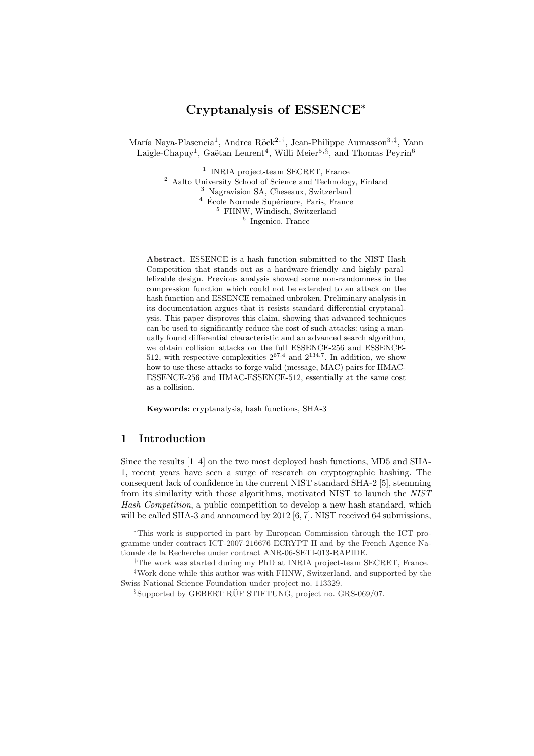# Cryptanalysis of ESSENCE*

María Naya-Plasencia[1], Andrea Röck[2,†], Jean-Philippe Aumasson[3,‡], Yann Laigle-Chapuy[1], Gaëtan Leurent[4], Willi Meier[5,§], and Thomas Peyrin[6]

[1] INRIA project-team SECRET, France
[2] Aalto University School of Science and Technology, Finland
[3] Nagravision SA, Cheseaux, Switzerland
[4] École Normale Supérieure, Paris, France
[5] FHNW, Windisch, Switzerland
[6] Ingenico, France

**Abstract.** ESSENCE is a hash function submitted to the NIST Hash Competition that stands out as a hardware-friendly and highly parallelizable design. Previous analysis showed some non-randomness in the compression function which could not be extended to an attack on the hash function and ESSENCE remained unbroken. Preliminary analysis in its documentation argues that it resists standard differential cryptanalysis. This paper disproves this claim, showing that advanced techniques can be used to significantly reduce the cost of such attacks: using a manually found differential characteristic and an advanced search algorithm, we obtain collision attacks on the full ESSENCE-256 and ESSENCE-512, with respective complexities $2^{67.4}$ and $2^{134.7}$. In addition, we show how to use these attacks to forge valid (message, MAC) pairs for HMAC-ESSENCE-256 and HMAC-ESSENCE-512, essentially at the same cost as a collision.

**Keywords:** cryptanalysis, hash functions, SHA-3

## 1 Introduction

Since the results [1–4] on the two most deployed hash functions, MD5 and SHA-1, recent years have seen a surge of research on cryptographic hashing. The consequent lack of confidence in the current NIST standard SHA-2 [5], stemming from its similarity with those algorithms, motivated NIST to launch the *NIST Hash Competition*, a public competition to develop a new hash standard, which will be called SHA-3 and announced by 2012 [6, 7]. NIST received 64 submissions,

---

*This work is supported in part by European Commission through the ICT programme under contract ICT-2007-216676 ECRYPT II and by the French Agence Nationale de la Recherche under contract ANR-06-SETI-013-RAPIDE.

†The work was started during my PhD at INRIA project-team SECRET, France.

‡Work done while this author was with FHNW, Switzerland, and supported by the Swiss National Science Foundation under project no. 113329.

§Supported by GEBERT RÜF STIFTUNG, project no. GRS-069/07.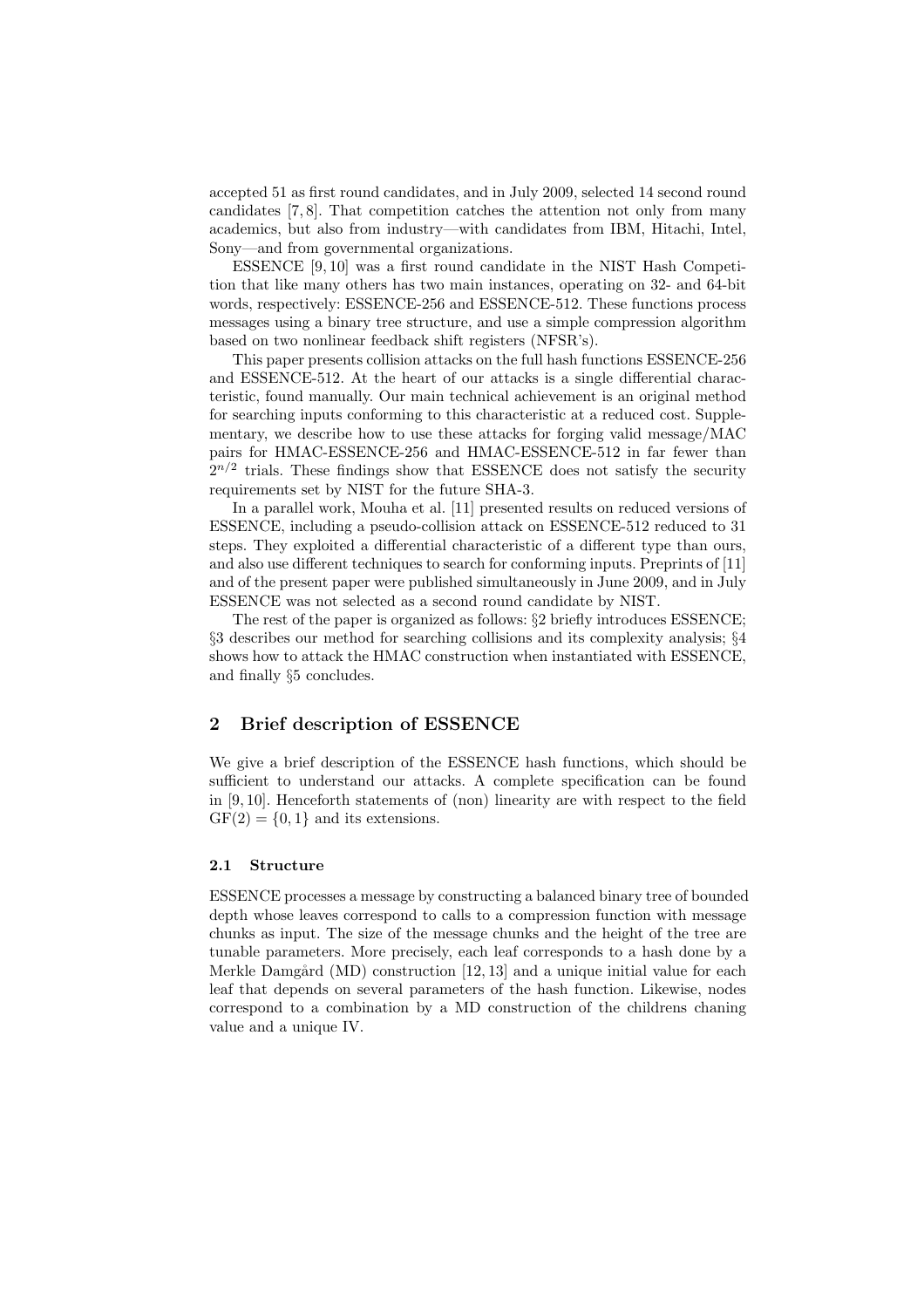accepted 51 as first round candidates, and in July 2009, selected 14 second round candidates [7, 8]. That competition catches the attention not only from many academics, but also from industry—with candidates from IBM, Hitachi, Intel, Sony—and from governmental organizations.

ESSENCE [9, 10] was a first round candidate in the NIST Hash Competition that like many others has two main instances, operating on 32- and 64-bit words, respectively: ESSENCE-256 and ESSENCE-512. These functions process messages using a binary tree structure, and use a simple compression algorithm based on two nonlinear feedback shift registers (NFSR's).

This paper presents collision attacks on the full hash functions ESSENCE-256 and ESSENCE-512. At the heart of our attacks is a single differential characteristic, found manually. Our main technical achievement is an original method for searching inputs conforming to this characteristic at a reduced cost. Supplementary, we describe how to use these attacks for forging valid message/MAC pairs for HMAC-ESSENCE-256 and HMAC-ESSENCE-512 in far fewer than $2^{n/2}$ trials. These findings show that ESSENCE does not satisfy the security requirements set by NIST for the future SHA-3.

In a parallel work, Mouha et al. [11] presented results on reduced versions of ESSENCE, including a pseudo-collision attack on ESSENCE-512 reduced to 31 steps. They exploited a differential characteristic of a different type than ours, and also use different techniques to search for conforming inputs. Preprints of [11] and of the present paper were published simultaneously in June 2009, and in July ESSENCE was not selected as a second round candidate by NIST.

The rest of the paper is organized as follows: §2 briefly introduces ESSENCE; §3 describes our method for searching collisions and its complexity analysis; §4 shows how to attack the HMAC construction when instantiated with ESSENCE, and finally §5 concludes.

## 2 Brief description of ESSENCE

We give a brief description of the ESSENCE hash functions, which should be sufficient to understand our attacks. A complete specification can be found in [9, 10]. Henceforth statements of (non) linearity are with respect to the field $\mathrm{GF}(2) = \{0, 1\}$ and its extensions.

### 2.1 Structure

ESSENCE processes a message by constructing a balanced binary tree of bounded depth whose leaves correspond to calls to a compression function with message chunks as input. The size of the message chunks and the height of the tree are tunable parameters. More precisely, each leaf corresponds to a hash done by a Merkle Damgård (MD) construction [12, 13] and a unique initial value for each leaf that depends on several parameters of the hash function. Likewise, nodes correspond to a combination by a MD construction of the childrens chaning value and a unique IV.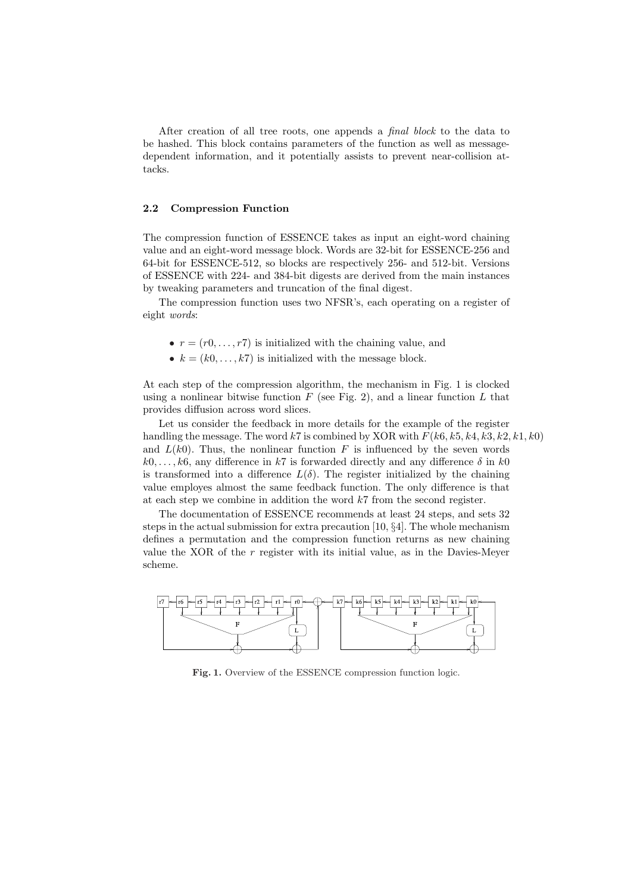After creation of all tree roots, one appends a *final block* to the data to be hashed. This block contains parameters of the function as well as message-dependent information, and it potentially assists to prevent near-collision attacks.

### 2.2 Compression Function

The compression function of ESSENCE takes as input an eight-word chaining value and an eight-word message block. Words are 32-bit for ESSENCE-256 and 64-bit for ESSENCE-512, so blocks are respectively 256- and 512-bit. Versions of ESSENCE with 224- and 384-bit digests are derived from the main instances by tweaking parameters and truncation of the final digest.

The compression function uses two NFSR's, each operating on a register of eight *words*:

- $r = (r0, \ldots, r7)$ is initialized with the chaining value, and
- $k = (k0, \ldots, k7)$ is initialized with the message block.

At each step of the compression algorithm, the mechanism in Fig. 1 is clocked using a nonlinear bitwise function $F$ (see Fig. 2), and a linear function $L$ that provides diffusion across word slices.

Let us consider the feedback in more details for the example of the register handling the message. The word $k7$ is combined by XOR with $F(k6, k5, k4, k3, k2, k1, k0)$ and $L(k0)$. Thus, the nonlinear function $F$ is influenced by the seven words $k0, \ldots, k6$, any difference in $k7$ is forwarded directly and any difference $\delta$ in $k0$ is transformed into a difference $L(\delta)$. The register initialized by the chaining value employs almost the same feedback function. The only difference is that at each step we combine in addition the word $k7$ from the second register.

The documentation of ESSENCE recommends at least 24 steps, and sets 32 steps in the actual submission for extra precaution [10, §4]. The whole mechanism defines a permutation and the compression function returns as new chaining value the XOR of the $r$ register with its initial value, as in the Davies-Meyer scheme.

**Fig. 1.** Overview of the ESSENCE compression function logic.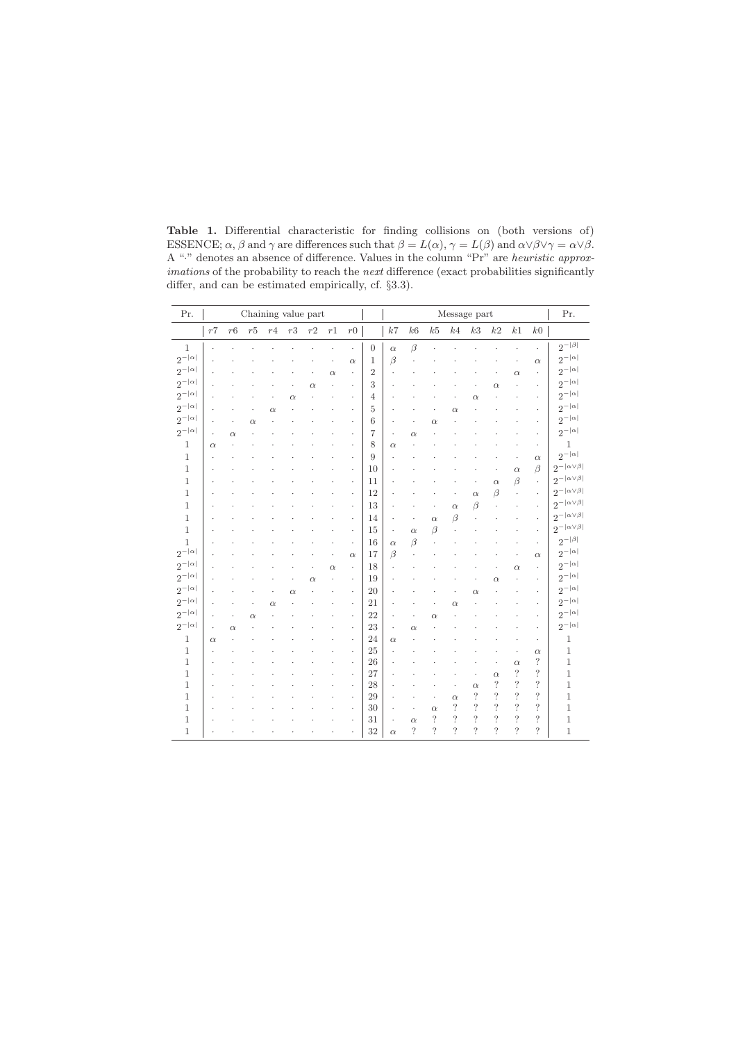**Table 1.** Differential characteristic for finding collisions on (both versions of) ESSENCE; $\alpha$, $\beta$ and $\gamma$ are differences such that $\beta = L(\alpha)$, $\gamma = L(\beta)$ and $\alpha \vee \beta \vee \gamma = \alpha \vee \beta$. A "·" denotes an absence of difference. Values in the column "Pr" are *heuristic approximations* of the probability to reach the *next* difference (exact probabilities significantly differ, and can be estimated empirically, cf. §3.3).

| Pr. | Chaining value part | | | | | | | | | Message part | | | | | | | | Pr. |
|---|---|---|---|---|---|---|---|---|---|---|---|---|---|---|---|---|---|---|
| | $r7$ | $r6$ | $r5$ | $r4$ | $r3$ | $r2$ | $r1$ | $r0$ | | $k7$ | $k6$ | $k5$ | $k4$ | $k3$ | $k2$ | $k1$ | $k0$ | |
| 1 | · | · | · | · | · | · | · | · | 0 | $\alpha$ | $\beta$ | · | · | · | · | · | · | $2^{-\|\beta\|}$ |
| $2^{-\|\alpha\|}$ | · | · | · | · | · | · | · | $\alpha$ | 1 | $\beta$ | · | · | · | · | · | · | $\alpha$ | $2^{-\|\alpha\|}$ |
| $2^{-\|\alpha\|}$ | · | · | · | · | · | · | $\alpha$ | · | 2 | · | · | · | · | · | · | $\alpha$ | · | $2^{-\|\alpha\|}$ |
| $2^{-\|\alpha\|}$ | · | · | · | · | · | $\alpha$ | · | · | 3 | · | · | · | · | · | $\alpha$ | · | · | $2^{-\|\alpha\|}$ |
| $2^{-\|\alpha\|}$ | · | · | · | · | $\alpha$ | · | · | · | 4 | · | · | · | · | $\alpha$ | · | · | · | $2^{-\|\alpha\|}$ |
| $2^{-\|\alpha\|}$ | · | · | · | $\alpha$ | · | · | · | · | 5 | · | · | · | $\alpha$ | · | · | · | · | $2^{-\|\alpha\|}$ |
| $2^{-\|\alpha\|}$ | · | · | $\alpha$ | · | · | · | · | · | 6 | · | · | $\alpha$ | · | · | · | · | · | $2^{-\|\alpha\|}$ |
| $2^{-\|\alpha\|}$ | · | $\alpha$ | · | · | · | · | · | · | 7 | · | $\alpha$ | · | · | · | · | · | · | $2^{-\|\alpha\|}$ |
| 1 | $\alpha$ | · | · | · | · | · | · | · | 8 | $\alpha$ | · | · | · | · | · | · | · | 1 |
| 1 | · | · | · | · | · | · | · | · | 9 | · | · | · | · | · | · | · | $\alpha$ | $2^{-\|\alpha\|}$ |
| 1 | · | · | · | · | · | · | · | · | 10 | · | · | · | · | · | · | $\alpha$ | $\beta$ | $2^{-\|\alpha\vee\beta\|}$ |
| 1 | · | · | · | · | · | · | · | · | 11 | · | · | · | · | · | $\alpha$ | $\beta$ | · | $2^{-\|\alpha\vee\beta\|}$ |
| 1 | · | · | · | · | · | · | · | · | 12 | · | · | · | · | $\alpha$ | $\beta$ | · | · | $2^{-\|\alpha\vee\beta\|}$ |
| 1 | · | · | · | · | · | · | · | · | 13 | · | · | · | $\alpha$ | $\beta$ | · | · | · | $2^{-\|\alpha\vee\beta\|}$ |
| 1 | · | · | · | · | · | · | · | · | 14 | · | · | $\alpha$ | $\beta$ | · | · | · | · | $2^{-\|\alpha\vee\beta\|}$ |
| 1 | · | · | · | · | · | · | · | · | 15 | · | $\alpha$ | $\beta$ | · | · | · | · | · | $2^{-\|\alpha\vee\beta\|}$ |
| 1 | · | · | · | · | · | · | · | · | 16 | $\alpha$ | $\beta$ | · | · | · | · | · | · | $2^{-\|\beta\|}$ |
| $2^{-\|\alpha\|}$ | · | · | · | · | · | · | · | $\alpha$ | 17 | $\beta$ | · | · | · | · | · | · | $\alpha$ | $2^{-\|\alpha\|}$ |
| $2^{-\|\alpha\|}$ | · | · | · | · | · | · | $\alpha$ | · | 18 | · | · | · | · | · | · | $\alpha$ | · | $2^{-\|\alpha\|}$ |
| $2^{-\|\alpha\|}$ | · | · | · | · | · | $\alpha$ | · | · | 19 | · | · | · | · | · | $\alpha$ | · | · | $2^{-\|\alpha\|}$ |
| $2^{-\|\alpha\|}$ | · | · | · | · | $\alpha$ | · | · | · | 20 | · | · | · | · | $\alpha$ | · | · | · | $2^{-\|\alpha\|}$ |
| $2^{-\|\alpha\|}$ | · | · | · | $\alpha$ | · | · | · | · | 21 | · | · | · | $\alpha$ | · | · | · | · | $2^{-\|\alpha\|}$ |
| $2^{-\|\alpha\|}$ | · | · | $\alpha$ | · | · | · | · | · | 22 | · | · | $\alpha$ | · | · | · | · | · | $2^{-\|\alpha\|}$ |
| $2^{-\|\alpha\|}$ | · | $\alpha$ | · | · | · | · | · | · | 23 | · | $\alpha$ | · | · | · | · | · | · | $2^{-\|\alpha\|}$ |
| 1 | $\alpha$ | · | · | · | · | · | · | · | 24 | $\alpha$ | · | · | · | · | · | · | · | 1 |
| 1 | · | · | · | · | · | · | · | · | 25 | · | · | · | · | · | · | · | $\alpha$ | 1 |
| 1 | · | · | · | · | · | · | · | · | 26 | · | · | · | · | · | · | $\alpha$ | ? | 1 |
| 1 | · | · | · | · | · | · | · | · | 27 | · | · | · | · | · | $\alpha$ | ? | ? | 1 |
| 1 | · | · | · | · | · | · | · | · | 28 | · | · | · | · | $\alpha$ | ? | ? | ? | 1 |
| 1 | · | · | · | · | · | · | · | · | 29 | · | · | · | $\alpha$ | ? | ? | ? | ? | 1 |
| 1 | · | · | · | · | · | · | · | · | 30 | · | · | $\alpha$ | ? | ? | ? | ? | ? | 1 |
| 1 | · | · | · | · | · | · | · | · | 31 | · | $\alpha$ | ? | ? | ? | ? | ? | ? | 1 |
| 1 | · | · | · | · | · | · | · | · | 32 | $\alpha$ | ? | ? | ? | ? | ? | ? | ? | 1 |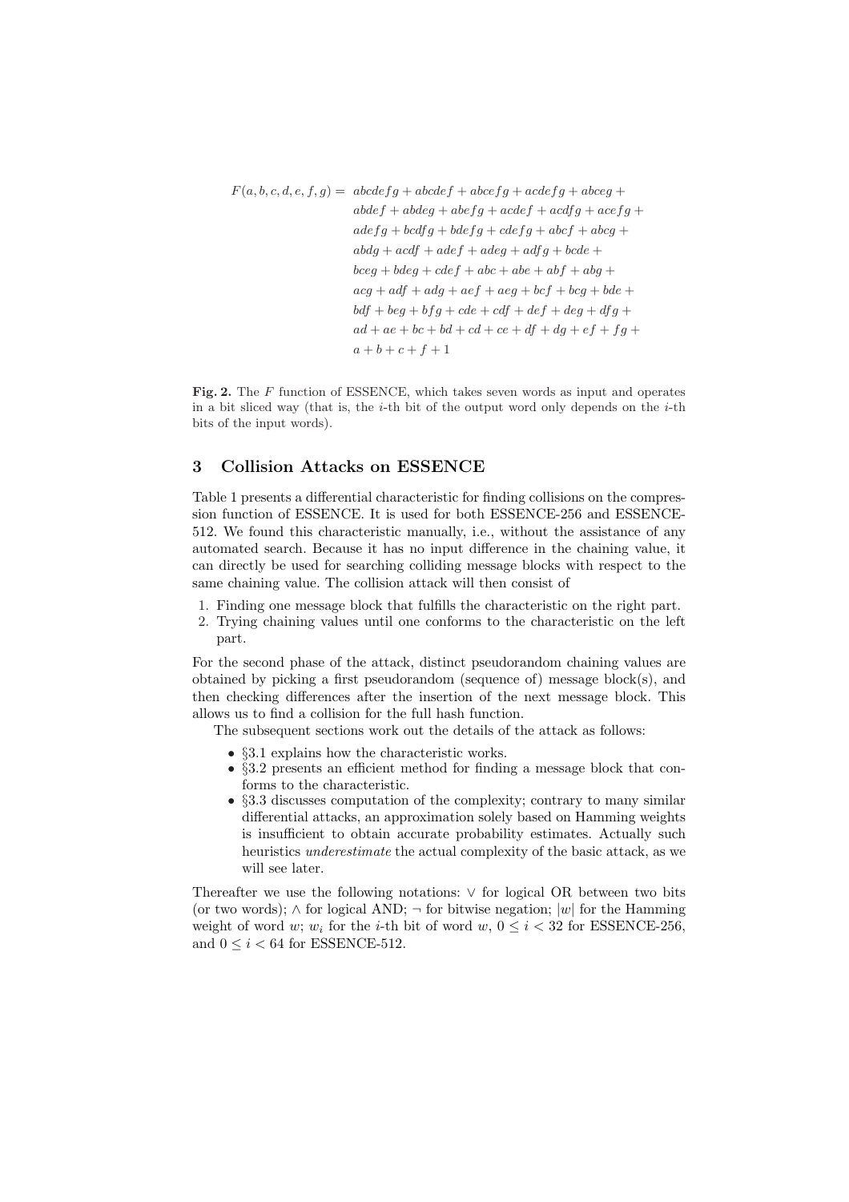$$
\begin{aligned}
F(a,b,c,d,e,f,g) = \; & abcdefg + abcdef + abcefg + acdefg + abceg + \\
& abdef + abdeg + abefg + acdef + acdfg + acefg + \\
& adefg + bcdfg + bdefg + cdefg + abcf + abcg + \\
& abdg + acdf + adef + adeg + adfg + bcde + \\
& bceg + bdeg + cdef + abc + abe + abf + abg + \\
& acg + adf + adg + aef + aeg + bcf + bcg + bde + \\
& bdf + beg + bfg + cde + cdf + def + deg + dfg + \\
& ad + ae + bc + bd + cd + ce + df + dg + ef + fg + \\
& a + b + c + f + 1
\end{aligned}
$$

**Fig. 2.** The $F$ function of ESSENCE, which takes seven words as input and operates in a bit sliced way (that is, the $i$-th bit of the output word only depends on the $i$-th bits of the input words).

## 3 Collision Attacks on ESSENCE

Table 1 presents a differential characteristic for finding collisions on the compression function of ESSENCE. It is used for both ESSENCE-256 and ESSENCE-512. We found this characteristic manually, i.e., without the assistance of any automated search. Because it has no input difference in the chaining value, it can directly be used for searching colliding message blocks with respect to the same chaining value. The collision attack will then consist of

1. Finding one message block that fulfills the characteristic on the right part.
2. Trying chaining values until one conforms to the characteristic on the left part.

For the second phase of the attack, distinct pseudorandom chaining values are obtained by picking a first pseudorandom (sequence of) message block(s), and then checking differences after the insertion of the next message block. This allows us to find a collision for the full hash function.

The subsequent sections work out the details of the attack as follows:

- §3.1 explains how the characteristic works.
- §3.2 presents an efficient method for finding a message block that conforms to the characteristic.
- §3.3 discusses computation of the complexity; contrary to many similar differential attacks, an approximation solely based on Hamming weights is insufficient to obtain accurate probability estimates. Actually such heuristics *underestimate* the actual complexity of the basic attack, as we will see later.

Thereafter we use the following notations: $\vee$ for logical OR between two bits (or two words); $\wedge$ for logical AND; $\neg$ for bitwise negation; $|w|$ for the Hamming weight of word $w$; $w_i$ for the $i$-th bit of word $w$, $0 \leq i < 32$ for ESSENCE-256, and $0 \leq i < 64$ for ESSENCE-512.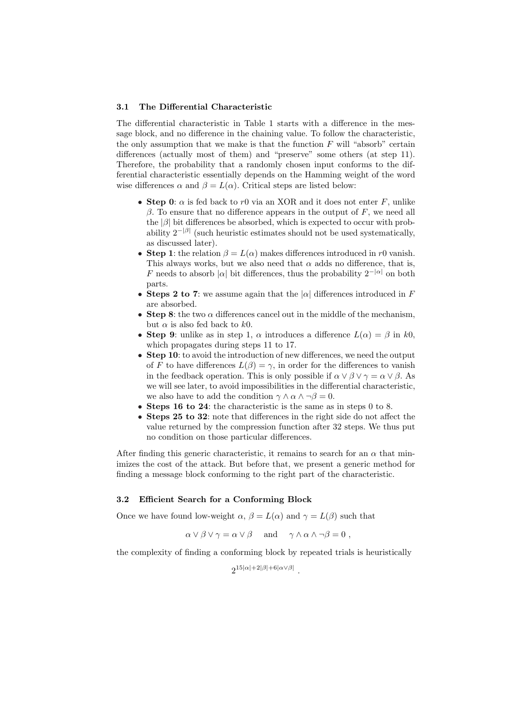### 3.1 The Differential Characteristic

The differential characteristic in Table 1 starts with a difference in the message block, and no difference in the chaining value. To follow the characteristic, the only assumption that we make is that the function $F$ will "absorb" certain differences (actually most of them) and "preserve" some others (at step 11). Therefore, the probability that a randomly chosen input conforms to the differential characteristic essentially depends on the Hamming weight of the word wise differences $\alpha$ and $\beta = L(\alpha)$. Critical steps are listed below:

- **Step 0**: $\alpha$ is fed back to $r0$ via an XOR and it does not enter $F$, unlike $\beta$. To ensure that no difference appears in the output of $F$, we need all the $|\beta|$ bit differences be absorbed, which is expected to occur with probability $2^{-|\beta|}$ (such heuristic estimates should not be used systematically, as discussed later).
- **Step 1**: the relation $\beta = L(\alpha)$ makes differences introduced in $r0$ vanish. This always works, but we also need that $\alpha$ adds no difference, that is, $F$ needs to absorb $|\alpha|$ bit differences, thus the probability $2^{-|\alpha|}$ on both parts.
- **Steps 2 to 7**: we assume again that the $|\alpha|$ differences introduced in $F$ are absorbed.
- **Step 8**: the two $\alpha$ differences cancel out in the middle of the mechanism, but $\alpha$ is also fed back to $k0$.
- **Step 9**: unlike as in step 1, $\alpha$ introduces a difference $L(\alpha) = \beta$ in $k0$, which propagates during steps 11 to 17.
- **Step 10**: to avoid the introduction of new differences, we need the output of $F$ to have differences $L(\beta) = \gamma$, in order for the differences to vanish in the feedback operation. This is only possible if $\alpha \vee \beta \vee \gamma = \alpha \vee \beta$. As we will see later, to avoid impossibilities in the differential characteristic, we also have to add the condition $\gamma \wedge \alpha \wedge \neg\beta = 0$.
- **Steps 16 to 24**: the characteristic is the same as in steps 0 to 8.
- **Steps 25 to 32**: note that differences in the right side do not affect the value returned by the compression function after 32 steps. We thus put no condition on those particular differences.

After finding this generic characteristic, it remains to search for an $\alpha$ that minimizes the cost of the attack. But before that, we present a generic method for finding a message block conforming to the right part of the characteristic.

### 3.2 Efficient Search for a Conforming Block

Once we have found low-weight $\alpha$, $\beta = L(\alpha)$ and $\gamma = L(\beta)$ such that

$$\alpha \vee \beta \vee \gamma = \alpha \vee \beta \quad \text{and} \quad \gamma \wedge \alpha \wedge \neg\beta = 0 \ ,$$

the complexity of finding a conforming block by repeated trials is heuristically

$$2^{15|\alpha|+2|\beta|+6|\alpha\vee\beta|} \ .$$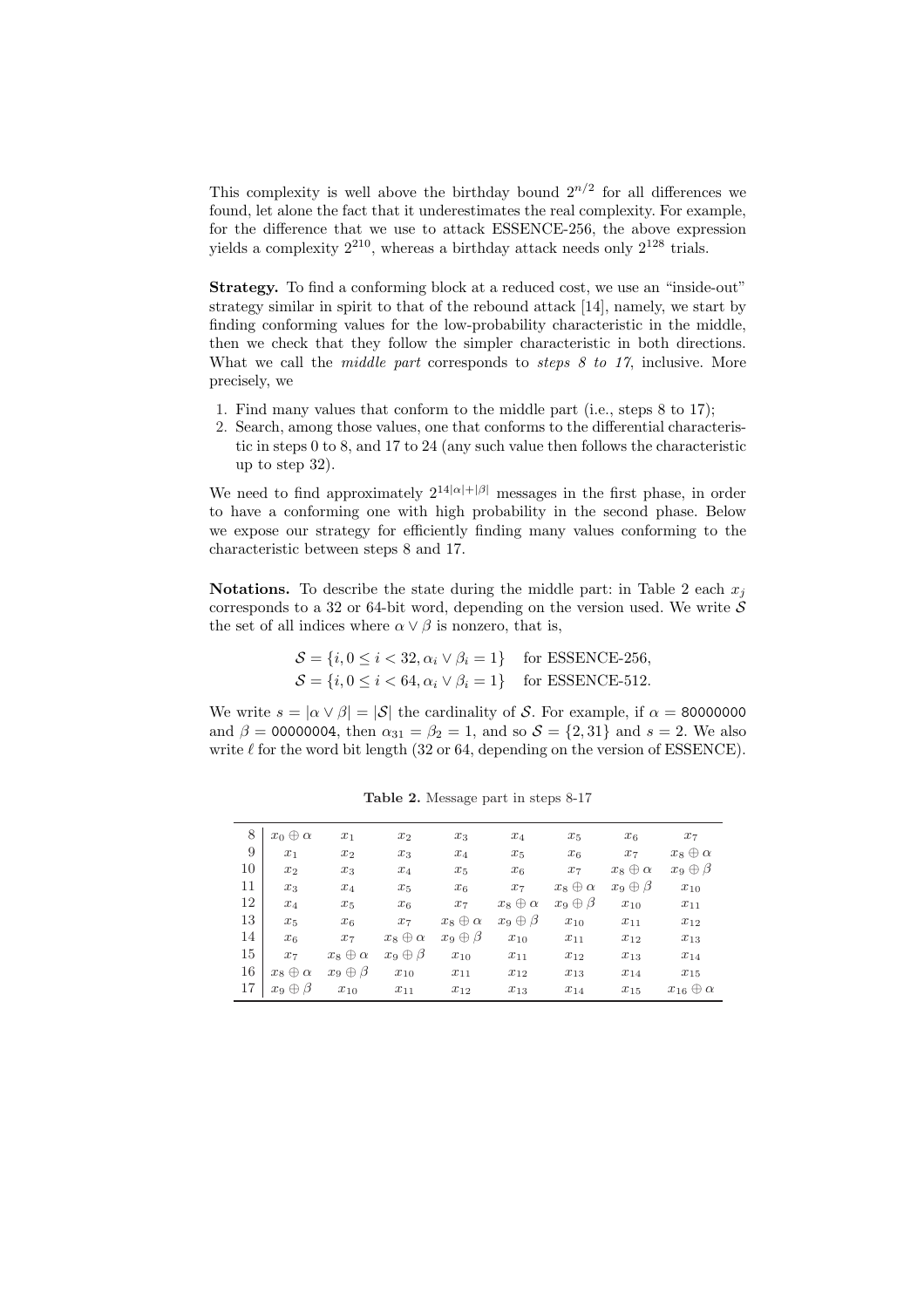This complexity is well above the birthday bound $2^{n/2}$ for all differences we found, let alone the fact that it underestimates the real complexity. For example, for the difference that we use to attack ESSENCE-256, the above expression yields a complexity $2^{210}$, whereas a birthday attack needs only $2^{128}$ trials.

**Strategy.** To find a conforming block at a reduced cost, we use an "inside-out" strategy similar in spirit to that of the rebound attack [14], namely, we start by finding conforming values for the low-probability characteristic in the middle, then we check that they follow the simpler characteristic in both directions. What we call the *middle part* corresponds to *steps 8 to 17*, inclusive. More precisely, we

1. Find many values that conform to the middle part (i.e., steps 8 to 17);
2. Search, among those values, one that conforms to the differential characteristic in steps 0 to 8, and 17 to 24 (any such value then follows the characteristic up to step 32).

We need to find approximately $2^{14|\alpha|+|\beta|}$ messages in the first phase, in order to have a conforming one with high probability in the second phase. Below we expose our strategy for efficiently finding many values conforming to the characteristic between steps 8 and 17.

**Notations.** To describe the state during the middle part: in Table 2 each $x_j$ corresponds to a 32 or 64-bit word, depending on the version used. We write $\mathcal{S}$ the set of all indices where $\alpha \vee \beta$ is nonzero, that is,

$$\mathcal{S} = \{i, 0 \leq i < 32, \alpha_i \vee \beta_i = 1\} \quad \text{for ESSENCE-256,}$$
$$\mathcal{S} = \{i, 0 \leq i < 64, \alpha_i \vee \beta_i = 1\} \quad \text{for ESSENCE-512.}$$

We write $s = |\alpha \vee \beta| = |\mathcal{S}|$ the cardinality of $\mathcal{S}$. For example, if $\alpha =$ 80000000 and $\beta =$ 00000004, then $\alpha_{31} = \beta_2 = 1$, and so $\mathcal{S} = \{2, 31\}$ and $s = 2$. We also write $\ell$ for the word bit length (32 or 64, depending on the version of ESSENCE).

**Table 2.** Message part in steps 8-17

| | | | | | | | |
|---|---|---|---|---|---|---|---|
| 8 | $x_0 \oplus \alpha$ | $x_1$ | $x_2$ | $x_3$ | $x_4$ | $x_5$ | $x_6$ | $x_7$ |
| 9 | $x_1$ | $x_2$ | $x_3$ | $x_4$ | $x_5$ | $x_6$ | $x_7$ | $x_8 \oplus \alpha$ |
| 10 | $x_2$ | $x_3$ | $x_4$ | $x_5$ | $x_6$ | $x_7$ | $x_8 \oplus \alpha$ | $x_9 \oplus \beta$ |
| 11 | $x_3$ | $x_4$ | $x_5$ | $x_6$ | $x_7$ | $x_8 \oplus \alpha$ | $x_9 \oplus \beta$ | $x_{10}$ |
| 12 | $x_4$ | $x_5$ | $x_6$ | $x_7$ | $x_8 \oplus \alpha$ | $x_9 \oplus \beta$ | $x_{10}$ | $x_{11}$ |
| 13 | $x_5$ | $x_6$ | $x_7$ | $x_8 \oplus \alpha$ | $x_9 \oplus \beta$ | $x_{10}$ | $x_{11}$ | $x_{12}$ |
| 14 | $x_6$ | $x_7$ | $x_8 \oplus \alpha$ | $x_9 \oplus \beta$ | $x_{10}$ | $x_{11}$ | $x_{12}$ | $x_{13}$ |
| 15 | $x_7$ | $x_8 \oplus \alpha$ | $x_9 \oplus \beta$ | $x_{10}$ | $x_{11}$ | $x_{12}$ | $x_{13}$ | $x_{14}$ |
| 16 | $x_8 \oplus \alpha$ | $x_9 \oplus \beta$ | $x_{10}$ | $x_{11}$ | $x_{12}$ | $x_{13}$ | $x_{14}$ | $x_{15}$ |
| 17 | $x_9 \oplus \beta$ | $x_{10}$ | $x_{11}$ | $x_{12}$ | $x_{13}$ | $x_{14}$ | $x_{15}$ | $x_{16} \oplus \alpha$ |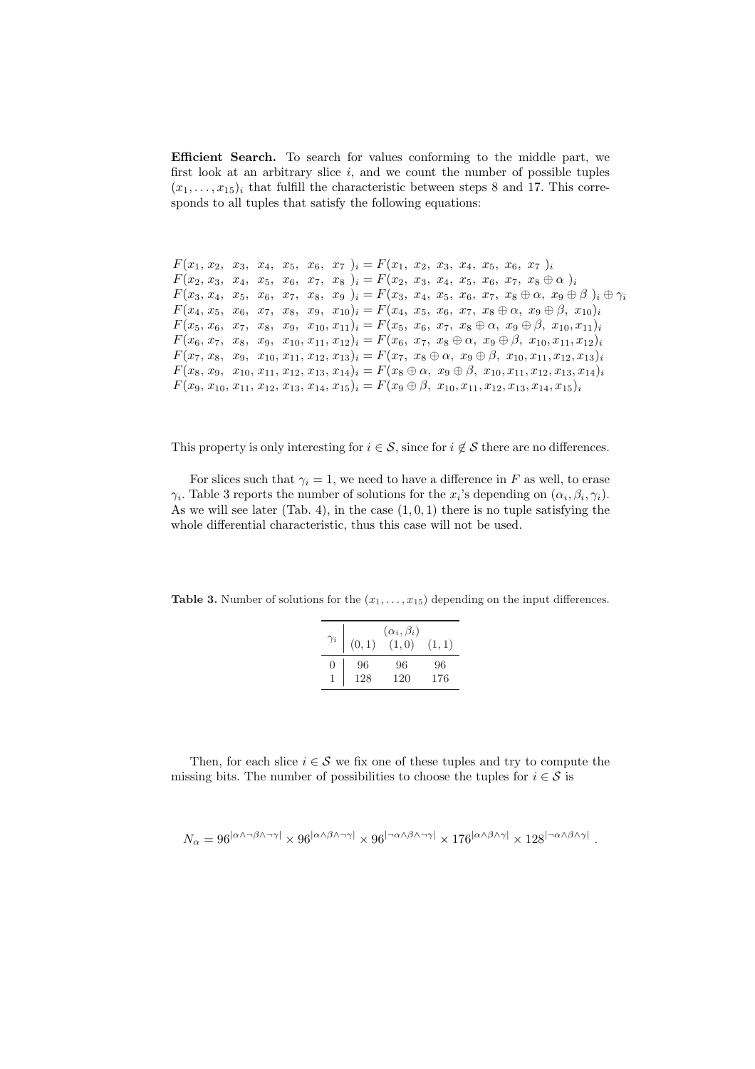**Efficient Search.** To search for values conforming to the middle part, we first look at an arbitrary slice $i$, and we count the number of possible tuples $(x_1, \dots, x_{15})_i$ that fulfill the characteristic between steps 8 and 17. This corresponds to all tuples that satisfy the following equations:

$$
\begin{aligned}
F(x_1, x_2, x_3, x_4, x_5, x_6, x_7)_i &= F(x_1, x_2, x_3, x_4, x_5, x_6, x_7)_i \\
F(x_2, x_3, x_4, x_5, x_6, x_7, x_8)_i &= F(x_2, x_3, x_4, x_5, x_6, x_7, x_8 \oplus \alpha)_i \\
F(x_3, x_4, x_5, x_6, x_7, x_8, x_9)_i &= F(x_3, x_4, x_5, x_6, x_7, x_8 \oplus \alpha, x_9 \oplus \beta)_i \oplus \gamma_i \\
F(x_4, x_5, x_6, x_7, x_8, x_9, x_{10})_i &= F(x_4, x_5, x_6, x_7, x_8 \oplus \alpha, x_9 \oplus \beta, x_{10})_i \\
F(x_5, x_6, x_7, x_8, x_9, x_{10}, x_{11})_i &= F(x_5, x_6, x_7, x_8 \oplus \alpha, x_9 \oplus \beta, x_{10}, x_{11})_i \\
F(x_6, x_7, x_8, x_9, x_{10}, x_{11}, x_{12})_i &= F(x_6, x_7, x_8 \oplus \alpha, x_9 \oplus \beta, x_{10}, x_{11}, x_{12})_i \\
F(x_7, x_8, x_9, x_{10}, x_{11}, x_{12}, x_{13})_i &= F(x_7, x_8 \oplus \alpha, x_9 \oplus \beta, x_{10}, x_{11}, x_{12}, x_{13})_i \\
F(x_8, x_9, x_{10}, x_{11}, x_{12}, x_{13}, x_{14})_i &= F(x_8 \oplus \alpha, x_9 \oplus \beta, x_{10}, x_{11}, x_{12}, x_{13}, x_{14})_i \\
F(x_9, x_{10}, x_{11}, x_{12}, x_{13}, x_{14}, x_{15})_i &= F(x_9 \oplus \beta, x_{10}, x_{11}, x_{12}, x_{13}, x_{14}, x_{15})_i
\end{aligned}
$$

This property is only interesting for $i \in \mathcal{S}$, since for $i \notin \mathcal{S}$ there are no differences.

For slices such that $\gamma_i = 1$, we need to have a difference in $F$ as well, to erase $\gamma_i$. Table 3 reports the number of solutions for the $x_i$'s depending on $(\alpha_i, \beta_i, \gamma_i)$. As we will see later (Tab. 4), in the case $(1, 0, 1)$ there is no tuple satisfying the whole differential characteristic, thus this case will not be used.

**Table 3.** Number of solutions for the $(x_1, \dots, x_{15})$ depending on the input differences.

| $\gamma_i$ | $(\alpha_i, \beta_i)$ $(0,1)$ | $(1,0)$ | $(1,1)$ |
|---|---|---|---|
| 0 | 96 | 96 | 96 |
| 1 | 128 | 120 | 176 |

Then, for each slice $i \in \mathcal{S}$ we fix one of these tuples and try to compute the missing bits. The number of possibilities to choose the tuples for $i \in \mathcal{S}$ is

$$
N_\alpha = 96^{|\alpha \wedge \neg\beta \wedge \neg\gamma|} \times 96^{|\alpha \wedge \beta \wedge \neg\gamma|} \times 96^{|\neg\alpha \wedge \beta \wedge \neg\gamma|} \times 176^{|\alpha \wedge \beta \wedge \gamma|} \times 128^{|\neg\alpha \wedge \beta \wedge \gamma|} \, .
$$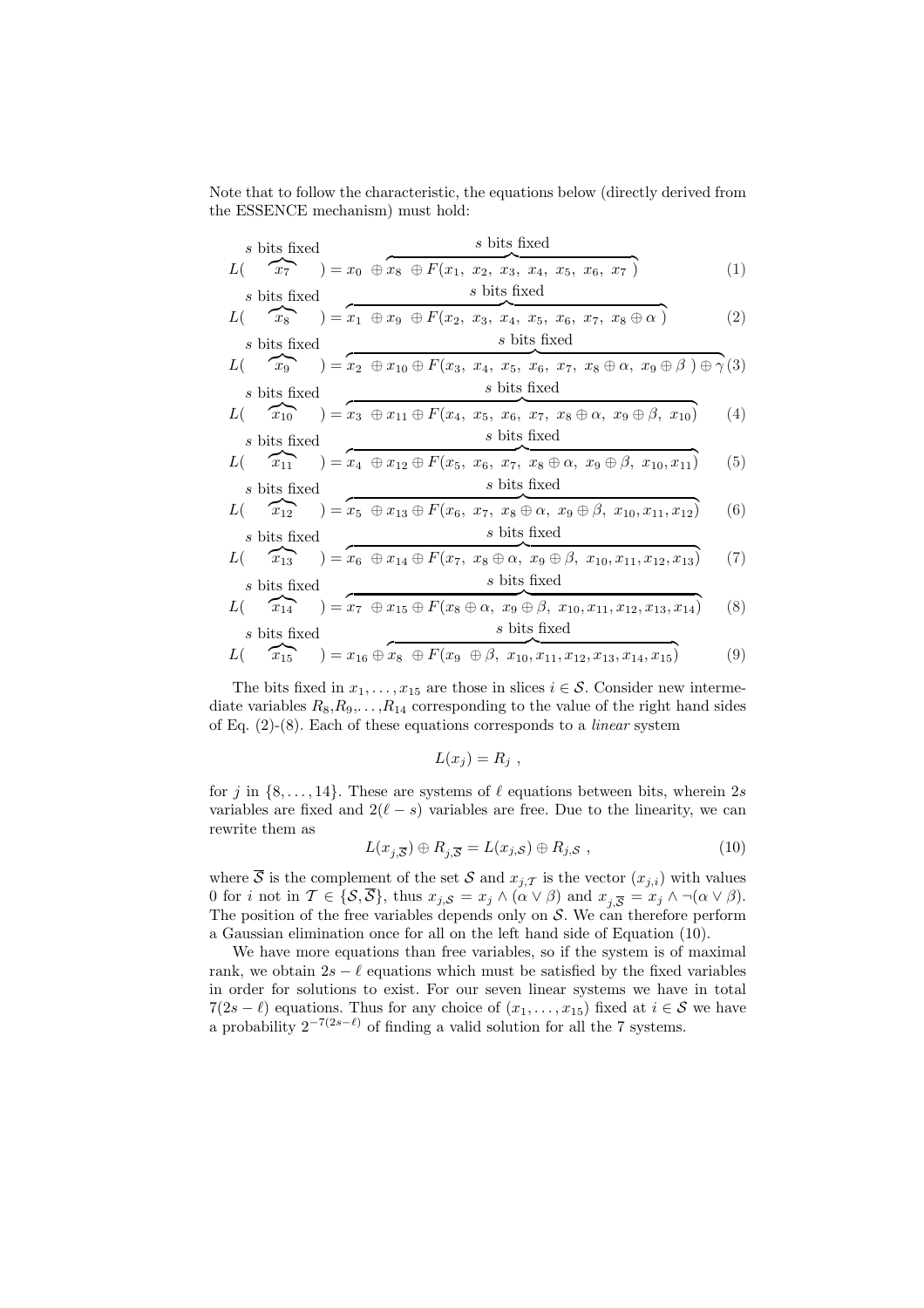Note that to follow the characteristic, the equations below (directly derived from the ESSENCE mechanism) must hold:

$$L(\overbrace{x_7}^{s\text{ bits fixed}}) = x_0 \oplus \overbrace{x_8 \oplus F(x_1,\ x_2,\ x_3,\ x_4,\ x_5,\ x_6,\ x_7)}^{s\text{ bits fixed}} \tag{1}$$

$$L(\overbrace{x_8}^{s\text{ bits fixed}}) = \overbrace{x_1 \oplus x_9 \oplus F(x_2,\ x_3,\ x_4,\ x_5,\ x_6,\ x_7,\ x_8 \oplus \alpha)}^{s\text{ bits fixed}} \tag{2}$$

$$L(\overbrace{x_9}^{s\text{ bits fixed}}) = \overbrace{x_2 \oplus x_{10} \oplus F(x_3,\ x_4,\ x_5,\ x_6,\ x_7,\ x_8 \oplus \alpha,\ x_9 \oplus \beta) \oplus \gamma}^{s\text{ bits fixed}} \tag{3}$$

$$L(\overbrace{x_{10}}^{s\text{ bits fixed}}) = \overbrace{x_3 \oplus x_{11} \oplus F(x_4,\ x_5,\ x_6,\ x_7,\ x_8 \oplus \alpha,\ x_9 \oplus \beta,\ x_{10})}^{s\text{ bits fixed}} \tag{4}$$

$$L(\overbrace{x_{11}}^{s\text{ bits fixed}}) = \overbrace{x_4 \oplus x_{12} \oplus F(x_5,\ x_6,\ x_7,\ x_8 \oplus \alpha,\ x_9 \oplus \beta,\ x_{10}, x_{11})}^{s\text{ bits fixed}} \tag{5}$$

$$L(\overbrace{x_{12}}^{s\text{ bits fixed}}) = \overbrace{x_5 \oplus x_{13} \oplus F(x_6,\ x_7,\ x_8 \oplus \alpha,\ x_9 \oplus \beta,\ x_{10}, x_{11}, x_{12})}^{s\text{ bits fixed}} \tag{6}$$

$$L(\overbrace{x_{13}}^{s\text{ bits fixed}}) = \overbrace{x_6 \oplus x_{14} \oplus F(x_7,\ x_8 \oplus \alpha,\ x_9 \oplus \beta,\ x_{10}, x_{11}, x_{12}, x_{13})}^{s\text{ bits fixed}} \tag{7}$$

$$L(\overbrace{x_{14}}^{s\text{ bits fixed}}) = \overbrace{x_7 \oplus x_{15} \oplus F(x_8 \oplus \alpha,\ x_9 \oplus \beta,\ x_{10}, x_{11}, x_{12}, x_{13}, x_{14})}^{s\text{ bits fixed}} \tag{8}$$

$$L(\overbrace{x_{15}}^{s\text{ bits fixed}}) = x_{16} \oplus \overbrace{x_8 \oplus F(x_9 \oplus \beta,\ x_{10}, x_{11}, x_{12}, x_{13}, x_{14}, x_{15})}^{s\text{ bits fixed}} \tag{9}$$

The bits fixed in $x_1, \ldots, x_{15}$ are those in slices $i \in \mathcal{S}$. Consider new intermediate variables $R_8, R_9, \ldots, R_{14}$ corresponding to the value of the right hand sides of Eq. (2)-(8). Each of these equations corresponds to a *linear* system

$$L(x_j) = R_j\ ,$$

for $j$ in $\{8, \ldots, 14\}$. These are systems of $\ell$ equations between bits, wherein $2s$ variables are fixed and $2(\ell - s)$ variables are free. Due to the linearity, we can rewrite them as

$$L(x_{j,\overline{\mathcal{S}}}) \oplus R_{j,\overline{\mathcal{S}}} = L(x_{j,\mathcal{S}}) \oplus R_{j,\mathcal{S}}\ , \tag{10}$$

where $\overline{\mathcal{S}}$ is the complement of the set $\mathcal{S}$ and $x_{j,\mathcal{T}}$ is the vector $(x_{j,i})$ with values 0 for $i$ not in $\mathcal{T} \in \{\mathcal{S}, \overline{\mathcal{S}}\}$, thus $x_{j,\mathcal{S}} = x_j \wedge (\alpha \vee \beta)$ and $x_{j,\overline{\mathcal{S}}} = x_j \wedge \neg(\alpha \vee \beta)$. The position of the free variables depends only on $\mathcal{S}$. We can therefore perform a Gaussian elimination once for all on the left hand side of Equation (10).

We have more equations than free variables, so if the system is of maximal rank, we obtain $2s - \ell$ equations which must be satisfied by the fixed variables in order for solutions to exist. For our seven linear systems we have in total $7(2s - \ell)$ equations. Thus for any choice of $(x_1, \ldots, x_{15})$ fixed at $i \in \mathcal{S}$ we have a probability $2^{-7(2s-\ell)}$ of finding a valid solution for all the 7 systems.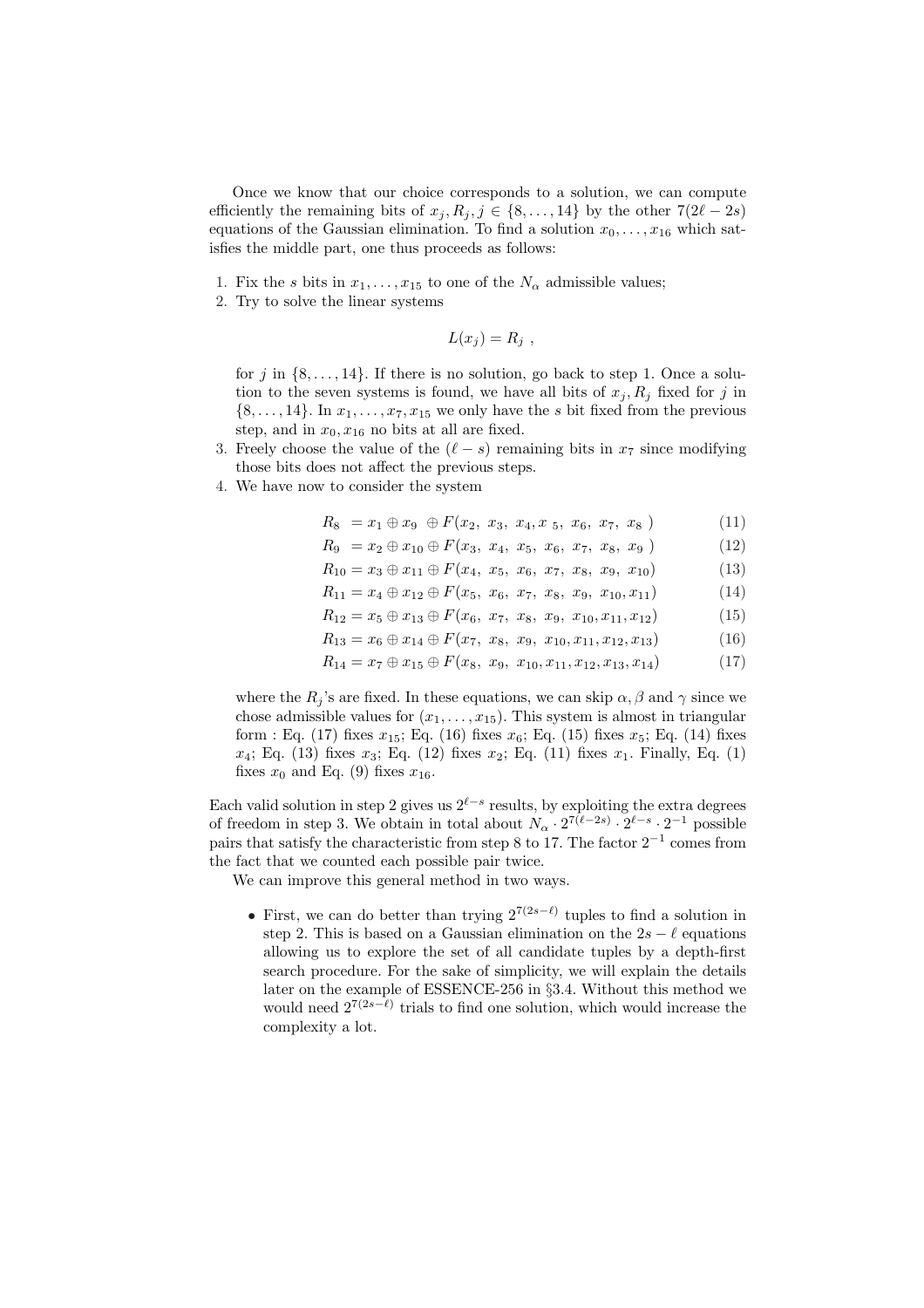Once we know that our choice corresponds to a solution, we can compute efficiently the remaining bits of $x_j, R_j, j \in \{8, \ldots, 14\}$ by the other $7(2\ell - 2s)$ equations of the Gaussian elimination. To find a solution $x_0, \ldots, x_{16}$ which satisfies the middle part, one thus proceeds as follows:

1. Fix the $s$ bits in $x_1, \ldots, x_{15}$ to one of the $N_\alpha$ admissible values;
2. Try to solve the linear systems

$$L(x_j) = R_j \ ,$$

   for $j$ in $\{8, \ldots, 14\}$. If there is no solution, go back to step 1. Once a solution to the seven systems is found, we have all bits of $x_j, R_j$ fixed for $j$ in $\{8, \ldots, 14\}$. In $x_1, \ldots, x_7, x_{15}$ we only have the $s$ bit fixed from the previous step, and in $x_0, x_{16}$ no bits at all are fixed.
3. Freely choose the value of the $(\ell - s)$ remaining bits in $x_7$ since modifying those bits does not affect the previous steps.
4. We have now to consider the system

$$R_8 = x_1 \oplus x_9 \oplus F(x_2,\ x_3,\ x_4, x_5,\ x_6,\ x_7,\ x_8) \qquad (11)$$

$$R_9 = x_2 \oplus x_{10} \oplus F(x_3,\ x_4,\ x_5,\ x_6,\ x_7,\ x_8,\ x_9) \qquad (12)$$

$$R_{10} = x_3 \oplus x_{11} \oplus F(x_4,\ x_5,\ x_6,\ x_7,\ x_8,\ x_9,\ x_{10}) \qquad (13)$$

$$R_{11} = x_4 \oplus x_{12} \oplus F(x_5,\ x_6,\ x_7,\ x_8,\ x_9,\ x_{10}, x_{11}) \qquad (14)$$

$$R_{12} = x_5 \oplus x_{13} \oplus F(x_6,\ x_7,\ x_8,\ x_9,\ x_{10}, x_{11}, x_{12}) \qquad (15)$$

$$R_{13} = x_6 \oplus x_{14} \oplus F(x_7,\ x_8,\ x_9,\ x_{10}, x_{11}, x_{12}, x_{13}) \qquad (16)$$

$$R_{14} = x_7 \oplus x_{15} \oplus F(x_8,\ x_9,\ x_{10}, x_{11}, x_{12}, x_{13}, x_{14}) \qquad (17)$$

   where the $R_j$'s are fixed. In these equations, we can skip $\alpha, \beta$ and $\gamma$ since we chose admissible values for $(x_1, \ldots, x_{15})$. This system is almost in triangular form : Eq. (17) fixes $x_{15}$; Eq. (16) fixes $x_6$; Eq. (15) fixes $x_5$; Eq. (14) fixes $x_4$; Eq. (13) fixes $x_3$; Eq. (12) fixes $x_2$; Eq. (11) fixes $x_1$. Finally, Eq. (1) fixes $x_0$ and Eq. (9) fixes $x_{16}$.

Each valid solution in step 2 gives us $2^{\ell-s}$ results, by exploiting the extra degrees of freedom in step 3. We obtain in total about $N_\alpha \cdot 2^{7(\ell-2s)} \cdot 2^{\ell-s} \cdot 2^{-1}$ possible pairs that satisfy the characteristic from step 8 to 17. The factor $2^{-1}$ comes from the fact that we counted each possible pair twice.

We can improve this general method in two ways.

- First, we can do better than trying $2^{7(2s-\ell)}$ tuples to find a solution in step 2. This is based on a Gaussian elimination on the $2s - \ell$ equations allowing us to explore the set of all candidate tuples by a depth-first search procedure. For the sake of simplicity, we will explain the details later on the example of ESSENCE-256 in §3.4. Without this method we would need $2^{7(2s-\ell)}$ trials to find one solution, which would increase the complexity a lot.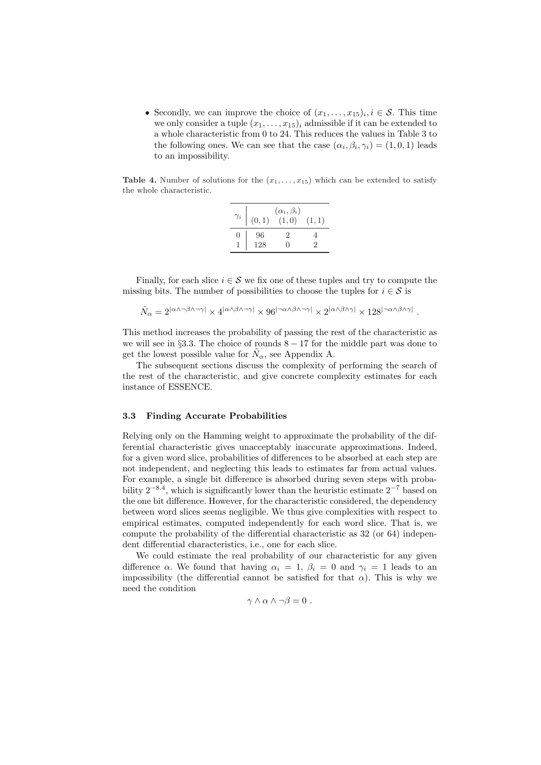- Secondly, we can improve the choice of $(x_1, \ldots, x_{15})_i, i \in \mathcal{S}$. This time we only consider a tuple $(x_1, \ldots, x_{15})_i$ admissible if it can be extended to a whole characteristic from 0 to 24. This reduces the values in Table 3 to the following ones. We can see that the case $(\alpha_i, \beta_i, \gamma_i) = (1, 0, 1)$ leads to an impossibility.

**Table 4.** Number of solutions for the $(x_1, \ldots, x_{15})$ which can be extended to satisfy the whole characteristic.

| $\gamma_i$ | $(\alpha_i, \beta_i)$ | | |
|---|---|---|---|
| | $(0,1)$ | $(1,0)$ | $(1,1)$ |
| 0 | 96 | 2 | 4 |
| 1 | 128 | 0 | 2 |

Finally, for each slice $i \in \mathcal{S}$ we fix one of these tuples and try to compute the missing bits. The number of possibilities to choose the tuples for $i \in \mathcal{S}$ is

$$\tilde{N}_\alpha = 2^{|\alpha \wedge \neg\beta \wedge \neg\gamma|} \times 4^{|\alpha \wedge \beta \wedge \neg\gamma|} \times 96^{|\neg\alpha \wedge \beta \wedge \neg\gamma|} \times 2^{|\alpha \wedge \beta \wedge \gamma|} \times 128^{|\neg\alpha \wedge \beta \wedge \gamma|} .$$

This method increases the probability of passing the rest of the characteristic as we will see in §3.3. The choice of rounds $8-17$ for the middle part was done to get the lowest possible value for $\tilde{N}_\alpha$, see Appendix A.

The subsequent sections discuss the complexity of performing the search of the rest of the characteristic, and give concrete complexity estimates for each instance of ESSENCE.

### 3.3 Finding Accurate Probabilities

Relying only on the Hamming weight to approximate the probability of the differential characteristic gives unacceptably inaccurate approximations. Indeed, for a given word slice, probabilities of differences to be absorbed at each step are not independent, and neglecting this leads to estimates far from actual values. For example, a single bit difference is absorbed during seven steps with probability $2^{-8.4}$, which is significantly lower than the heuristic estimate $2^{-7}$ based on the one bit difference. However, for the characteristic considered, the dependency between word slices seems negligible. We thus give complexities with respect to empirical estimates, computed independently for each word slice. That is, we compute the probability of the differential characteristic as 32 (or 64) independent differential characteristics, i.e., one for each slice.

We could estimate the real probability of our characteristic for any given difference $\alpha$. We found that having $\alpha_i = 1$, $\beta_i = 0$ and $\gamma_i = 1$ leads to an impossibility (the differential cannot be satisfied for that $\alpha$). This is why we need the condition

$$\gamma \wedge \alpha \wedge \neg\beta = 0 .$$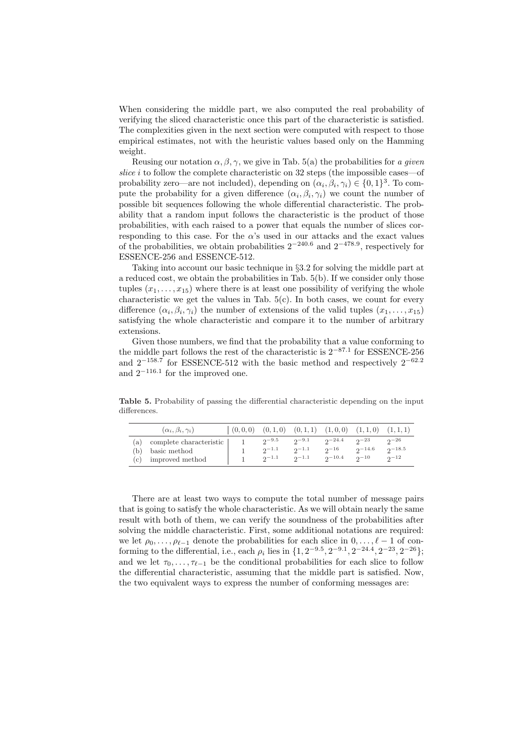When considering the middle part, we also computed the real probability of verifying the sliced characteristic once this part of the characteristic is satisfied. The complexities given in the next section were computed with respect to those empirical estimates, not with the heuristic values based only on the Hamming weight.

Reusing our notation $\alpha, \beta, \gamma$, we give in Tab. 5(a) the probabilities for *a given slice* $i$ to follow the complete characteristic on 32 steps (the impossible cases—of probability zero—are not included), depending on $(\alpha_i, \beta_i, \gamma_i) \in \{0,1\}^3$. To compute the probability for a given difference $(\alpha_i, \beta_i, \gamma_i)$ we count the number of possible bit sequences following the whole differential characteristic. The probability that a random input follows the characteristic is the product of those probabilities, with each raised to a power that equals the number of slices corresponding to this case. For the $\alpha$'s used in our attacks and the exact values of the probabilities, we obtain probabilities $2^{-240.6}$ and $2^{-478.9}$, respectively for ESSENCE-256 and ESSENCE-512.

Taking into account our basic technique in §3.2 for solving the middle part at a reduced cost, we obtain the probabilities in Tab. 5(b). If we consider only those tuples $(x_1, \ldots, x_{15})$ where there is at least one possibility of verifying the whole characteristic we get the values in Tab. 5(c). In both cases, we count for every difference $(\alpha_i, \beta_i, \gamma_i)$ the number of extensions of the valid tuples $(x_1, \ldots, x_{15})$ satisfying the whole characteristic and compare it to the number of arbitrary extensions.

Given those numbers, we find that the probability that a value conforming to the middle part follows the rest of the characteristic is $2^{-87.1}$ for ESSENCE-256 and $2^{-158.7}$ for ESSENCE-512 with the basic method and respectively $2^{-62.2}$ and $2^{-116.1}$ for the improved one.

**Table 5.** Probability of passing the differential characteristic depending on the input differences.

| | $(\alpha_i, \beta_i, \gamma_i)$ | $(0,0,0)$ | $(0,1,0)$ | $(0,1,1)$ | $(1,0,0)$ | $(1,1,0)$ | $(1,1,1)$ |
|---|---|---|---|---|---|---|---|
| (a) | complete characteristic | 1 | $2^{-9.5}$ | $2^{-9.1}$ | $2^{-24.4}$ | $2^{-23}$ | $2^{-26}$ |
| (b) | basic method | 1 | $2^{-1.1}$ | $2^{-1.1}$ | $2^{-16}$ | $2^{-14.6}$ | $2^{-18.5}$ |
| (c) | improved method | 1 | $2^{-1.1}$ | $2^{-1.1}$ | $2^{-10.4}$ | $2^{-10}$ | $2^{-12}$ |

There are at least two ways to compute the total number of message pairs that is going to satisfy the whole characteristic. As we will obtain nearly the same result with both of them, we can verify the soundness of the probabilities after solving the middle characteristic. First, some additional notations are required: we let $\rho_0, \ldots, \rho_{\ell-1}$ denote the probabilities for each slice in $0, \ldots, \ell-1$ of conforming to the differential, i.e., each $\rho_i$ lies in $\{1, 2^{-9.5}, 2^{-9.1}, 2^{-24.4}, 2^{-23}, 2^{-26}\}$; and we let $\tau_0, \ldots, \tau_{\ell-1}$ be the conditional probabilities for each slice to follow the differential characteristic, assuming that the middle part is satisfied. Now, the two equivalent ways to express the number of conforming messages are: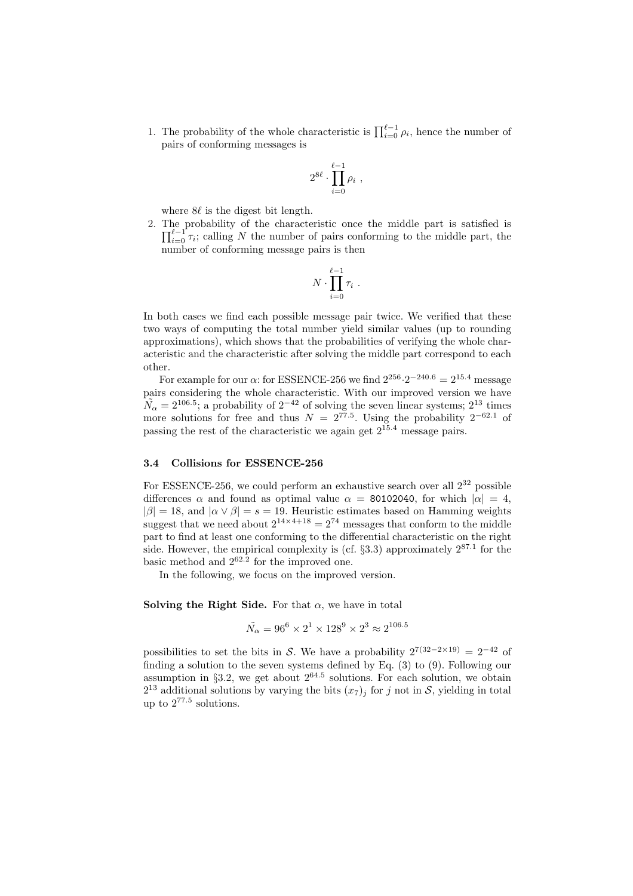1. The probability of the whole characteristic is $\prod_{i=0}^{\ell-1} \rho_i$, hence the number of pairs of conforming messages is

$$2^{8\ell} \cdot \prod_{i=0}^{\ell-1} \rho_i \ ,$$

where $8\ell$ is the digest bit length.

2. The probability of the characteristic once the middle part is satisfied is $\prod_{i=0}^{\ell-1} \tau_i$; calling $N$ the number of pairs conforming to the middle part, the number of conforming message pairs is then

$$N \cdot \prod_{i=0}^{\ell-1} \tau_i \ .$$

In both cases we find each possible message pair twice. We verified that these two ways of computing the total number yield similar values (up to rounding approximations), which shows that the probabilities of verifying the whole characteristic and the characteristic after solving the middle part correspond to each other.

For example for our $\alpha$: for ESSENCE-256 we find $2^{256} \cdot 2^{-240.6} = 2^{15.4}$ message pairs considering the whole characteristic. With our improved version we have $\tilde{N}_\alpha = 2^{106.5}$; a probability of $2^{-42}$ of solving the seven linear systems; $2^{13}$ times more solutions for free and thus $N = 2^{77.5}$. Using the probability $2^{-62.1}$ of passing the rest of the characteristic we again get $2^{15.4}$ message pairs.

### 3.4 Collisions for ESSENCE-256

For ESSENCE-256, we could perform an exhaustive search over all $2^{32}$ possible differences $\alpha$ and found as optimal value $\alpha = \texttt{80102040}$, for which $|\alpha| = 4$, $|\beta| = 18$, and $|\alpha \vee \beta| = s = 19$. Heuristic estimates based on Hamming weights suggest that we need about $2^{14 \times 4 + 18} = 2^{74}$ messages that conform to the middle part to find at least one conforming to the differential characteristic on the right side. However, the empirical complexity is (cf. §3.3) approximately $2^{87.1}$ for the basic method and $2^{62.2}$ for the improved one.

In the following, we focus on the improved version.

**Solving the Right Side.** For that $\alpha$, we have in total

$$\tilde{N}_\alpha = 96^6 \times 2^1 \times 128^9 \times 2^3 \approx 2^{106.5}$$

possibilities to set the bits in $\mathcal{S}$. We have a probability $2^{7(32-2\times 19)} = 2^{-42}$ of finding a solution to the seven systems defined by Eq. (3) to (9). Following our assumption in §3.2, we get about $2^{64.5}$ solutions. For each solution, we obtain $2^{13}$ additional solutions by varying the bits $(x_7)_j$ for $j$ not in $\mathcal{S}$, yielding in total up to $2^{77.5}$ solutions.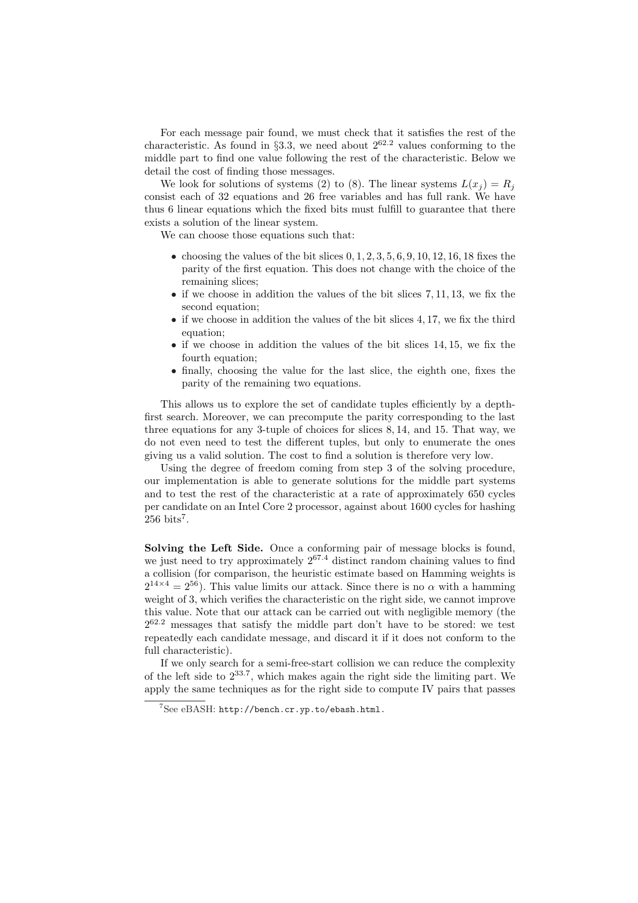For each message pair found, we must check that it satisfies the rest of the characteristic. As found in §3.3, we need about $2^{62.2}$ values conforming to the middle part to find one value following the rest of the characteristic. Below we detail the cost of finding those messages.

We look for solutions of systems (2) to (8). The linear systems $L(x_j) = R_j$ consist each of 32 equations and 26 free variables and has full rank. We have thus 6 linear equations which the fixed bits must fulfill to guarantee that there exists a solution of the linear system.

We can choose those equations such that:

- choosing the values of the bit slices $0, 1, 2, 3, 5, 6, 9, 10, 12, 16, 18$ fixes the parity of the first equation. This does not change with the choice of the remaining slices;
- if we choose in addition the values of the bit slices $7, 11, 13$, we fix the second equation;
- if we choose in addition the values of the bit slices $4, 17$, we fix the third equation;
- if we choose in addition the values of the bit slices $14, 15$, we fix the fourth equation;
- finally, choosing the value for the last slice, the eighth one, fixes the parity of the remaining two equations.

This allows us to explore the set of candidate tuples efficiently by a depth-first search. Moreover, we can precompute the parity corresponding to the last three equations for any 3-tuple of choices for slices $8, 14$, and $15$. That way, we do not even need to test the different tuples, but only to enumerate the ones giving us a valid solution. The cost to find a solution is therefore very low.

Using the degree of freedom coming from step 3 of the solving procedure, our implementation is able to generate solutions for the middle part systems and to test the rest of the characteristic at a rate of approximately 650 cycles per candidate on an Intel Core 2 processor, against about 1600 cycles for hashing 256 bits[7].

**Solving the Left Side.** Once a conforming pair of message blocks is found, we just need to try approximately $2^{67.4}$ distinct random chaining values to find a collision (for comparison, the heuristic estimate based on Hamming weights is $2^{14\times 4} = 2^{56}$). This value limits our attack. Since there is no $\alpha$ with a hamming weight of 3, which verifies the characteristic on the right side, we cannot improve this value. Note that our attack can be carried out with negligible memory (the $2^{62.2}$ messages that satisfy the middle part don't have to be stored: we test repeatedly each candidate message, and discard it if it does not conform to the full characteristic).

If we only search for a semi-free-start collision we can reduce the complexity of the left side to $2^{33.7}$, which makes again the right side the limiting part. We apply the same techniques as for the right side to compute IV pairs that passes

[7] See eBASH: `http://bench.cr.yp.to/ebash.html`.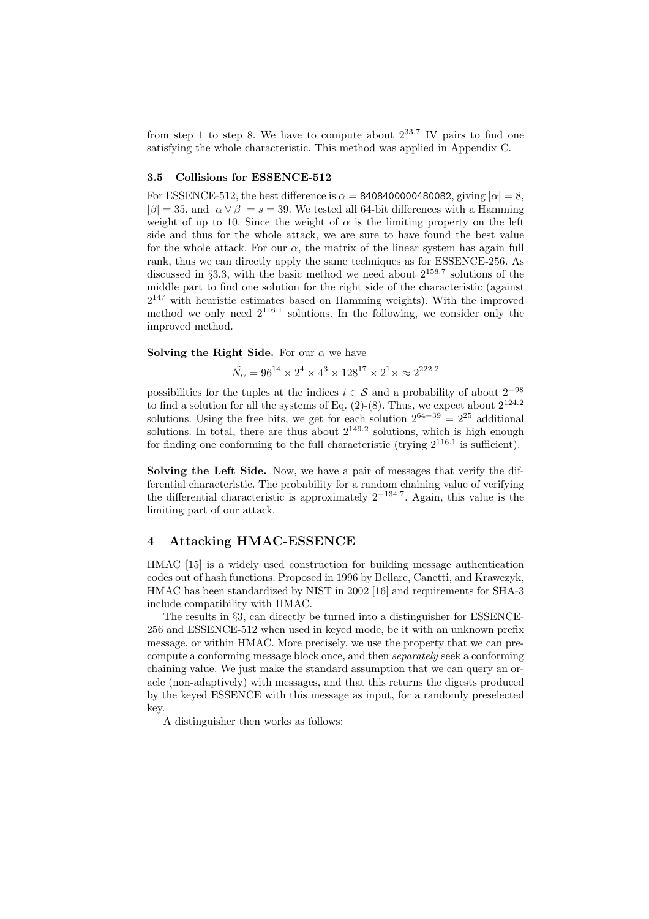from step 1 to step 8. We have to compute about $2^{33.7}$ IV pairs to find one satisfying the whole characteristic. This method was applied in Appendix C.

### 3.5 Collisions for ESSENCE-512

For ESSENCE-512, the best difference is $\alpha = \texttt{8408400000480082}$, giving $|\alpha| = 8$, $|\beta| = 35$, and $|\alpha \vee \beta| = s = 39$. We tested all 64-bit differences with a Hamming weight of up to 10. Since the weight of $\alpha$ is the limiting property on the left side and thus for the whole attack, we are sure to have found the best value for the whole attack. For our $\alpha$, the matrix of the linear system has again full rank, thus we can directly apply the same techniques as for ESSENCE-256. As discussed in §3.3, with the basic method we need about $2^{158.7}$ solutions of the middle part to find one solution for the right side of the characteristic (against $2^{147}$ with heuristic estimates based on Hamming weights). With the improved method we only need $2^{116.1}$ solutions. In the following, we consider only the improved method.

**Solving the Right Side.** For our $\alpha$ we have

$$\tilde{N_\alpha} = 96^{14} \times 2^4 \times 4^3 \times 128^{17} \times 2^1 \times \approx 2^{222.2}$$

possibilities for the tuples at the indices $i \in \mathcal{S}$ and a probability of about $2^{-98}$ to find a solution for all the systems of Eq. (2)-(8). Thus, we expect about $2^{124.2}$ solutions. Using the free bits, we get for each solution $2^{64-39} = 2^{25}$ additional solutions. In total, there are thus about $2^{149.2}$ solutions, which is high enough for finding one conforming to the full characteristic (trying $2^{116.1}$ is sufficient).

**Solving the Left Side.** Now, we have a pair of messages that verify the differential characteristic. The probability for a random chaining value of verifying the differential characteristic is approximately $2^{-134.7}$. Again, this value is the limiting part of our attack.

## 4 Attacking HMAC-ESSENCE

HMAC [15] is a widely used construction for building message authentication codes out of hash functions. Proposed in 1996 by Bellare, Canetti, and Krawczyk, HMAC has been standardized by NIST in 2002 [16] and requirements for SHA-3 include compatibility with HMAC.

The results in §3, can directly be turned into a distinguisher for ESSENCE-256 and ESSENCE-512 when used in keyed mode, be it with an unknown prefix message, or within HMAC. More precisely, we use the property that we can precompute a conforming message block once, and then *separately* seek a conforming chaining value. We just make the standard assumption that we can query an oracle (non-adaptively) with messages, and that this returns the digests produced by the keyed ESSENCE with this message as input, for a randomly preselected key.

A distinguisher then works as follows: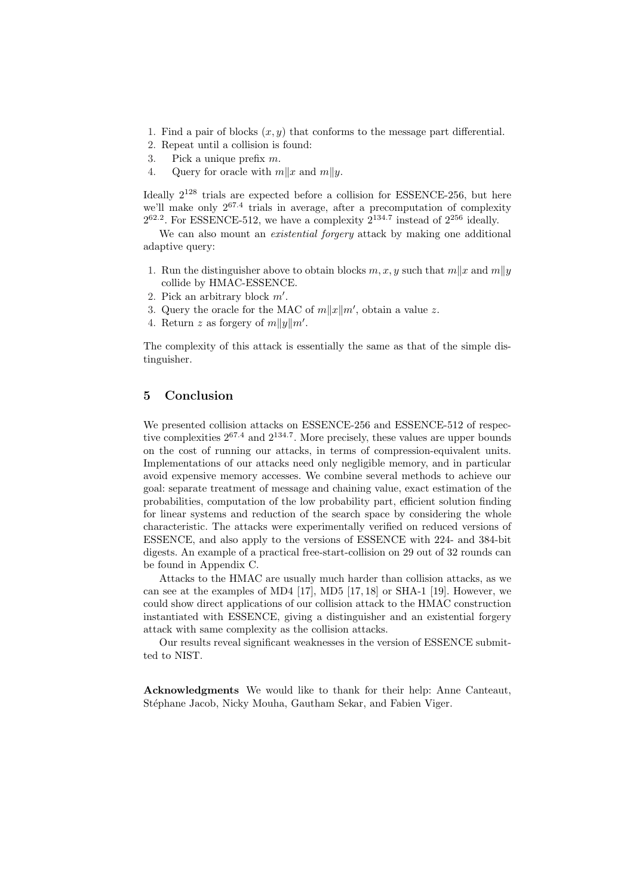1. Find a pair of blocks $(x, y)$ that conforms to the message part differential.
2. Repeat until a collision is found:
3. Pick a unique prefix $m$.
4. Query for oracle with $m\|x$ and $m\|y$.

Ideally $2^{128}$ trials are expected before a collision for ESSENCE-256, but here we'll make only $2^{67.4}$ trials in average, after a precomputation of complexity $2^{62.2}$. For ESSENCE-512, we have a complexity $2^{134.7}$ instead of $2^{256}$ ideally.

We can also mount an *existential forgery* attack by making one additional adaptive query:

1. Run the distinguisher above to obtain blocks $m, x, y$ such that $m\|x$ and $m\|y$ collide by HMAC-ESSENCE.
2. Pick an arbitrary block $m'$.
3. Query the oracle for the MAC of $m\|x\|m'$, obtain a value $z$.
4. Return $z$ as forgery of $m\|y\|m'$.

The complexity of this attack is essentially the same as that of the simple distinguisher.

## 5 Conclusion

We presented collision attacks on ESSENCE-256 and ESSENCE-512 of respective complexities $2^{67.4}$ and $2^{134.7}$. More precisely, these values are upper bounds on the cost of running our attacks, in terms of compression-equivalent units. Implementations of our attacks need only negligible memory, and in particular avoid expensive memory accesses. We combine several methods to achieve our goal: separate treatment of message and chaining value, exact estimation of the probabilities, computation of the low probability part, efficient solution finding for linear systems and reduction of the search space by considering the whole characteristic. The attacks were experimentally verified on reduced versions of ESSENCE, and also apply to the versions of ESSENCE with 224- and 384-bit digests. An example of a practical free-start-collision on 29 out of 32 rounds can be found in Appendix C.

Attacks to the HMAC are usually much harder than collision attacks, as we can see at the examples of MD4 [17], MD5 [17, 18] or SHA-1 [19]. However, we could show direct applications of our collision attack to the HMAC construction instantiated with ESSENCE, giving a distinguisher and an existential forgery attack with same complexity as the collision attacks.

Our results reveal significant weaknesses in the version of ESSENCE submitted to NIST.

**Acknowledgments** We would like to thank for their help: Anne Canteaut, Stéphane Jacob, Nicky Mouha, Gautham Sekar, and Fabien Viger.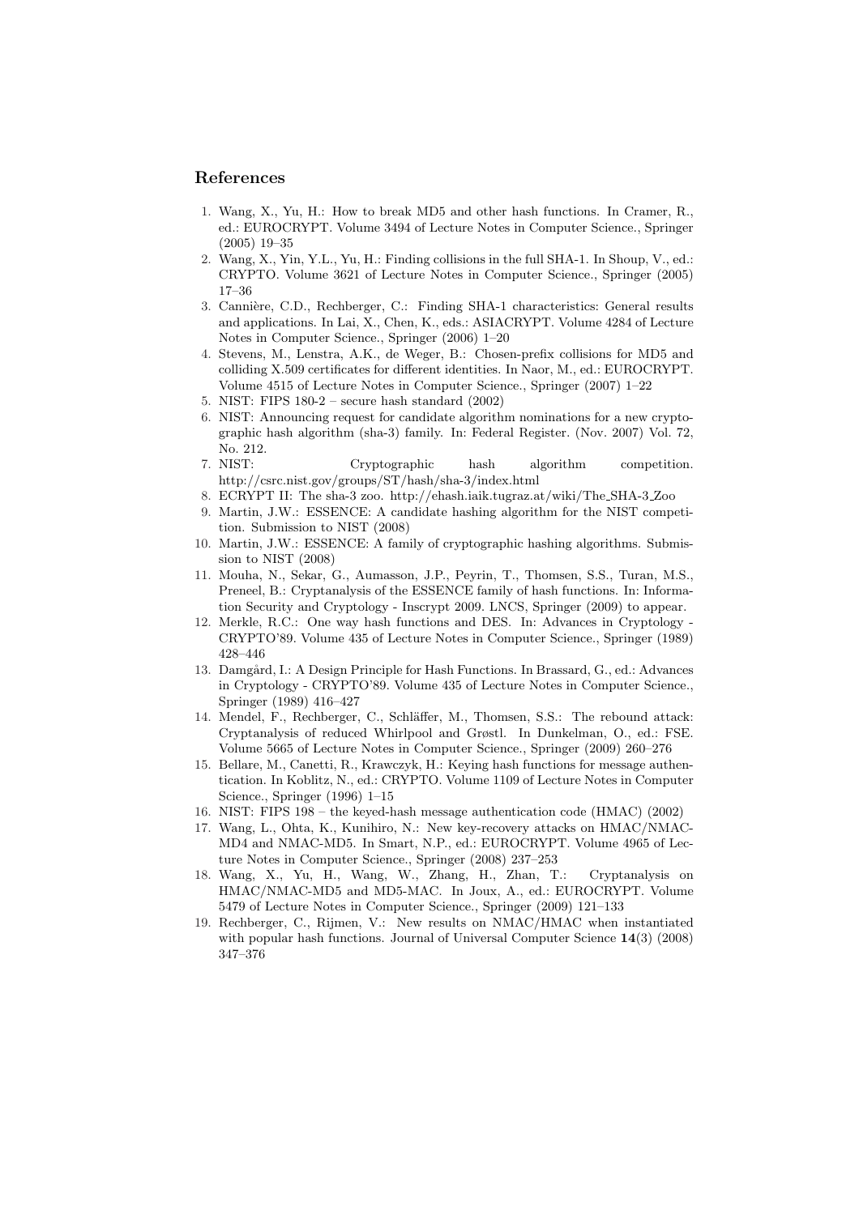## References

1. Wang, X., Yu, H.: How to break MD5 and other hash functions. In Cramer, R., ed.: EUROCRYPT. Volume 3494 of Lecture Notes in Computer Science., Springer (2005) 19–35
2. Wang, X., Yin, Y.L., Yu, H.: Finding collisions in the full SHA-1. In Shoup, V., ed.: CRYPTO. Volume 3621 of Lecture Notes in Computer Science., Springer (2005) 17–36
3. Cannière, C.D., Rechberger, C.: Finding SHA-1 characteristics: General results and applications. In Lai, X., Chen, K., eds.: ASIACRYPT. Volume 4284 of Lecture Notes in Computer Science., Springer (2006) 1–20
4. Stevens, M., Lenstra, A.K., de Weger, B.: Chosen-prefix collisions for MD5 and colliding X.509 certificates for different identities. In Naor, M., ed.: EUROCRYPT. Volume 4515 of Lecture Notes in Computer Science., Springer (2007) 1–22
5. NIST: FIPS 180-2 – secure hash standard (2002)
6. NIST: Announcing request for candidate algorithm nominations for a new cryptographic hash algorithm (sha-3) family. In: Federal Register. (Nov. 2007) Vol. 72, No. 212.
7. NIST: Cryptographic hash algorithm competition. http://csrc.nist.gov/groups/ST/hash/sha-3/index.html
8. ECRYPT II: The sha-3 zoo. http://ehash.iaik.tugraz.at/wiki/The_SHA-3_Zoo
9. Martin, J.W.: ESSENCE: A candidate hashing algorithm for the NIST competition. Submission to NIST (2008)
10. Martin, J.W.: ESSENCE: A family of cryptographic hashing algorithms. Submission to NIST (2008)
11. Mouha, N., Sekar, G., Aumasson, J.P., Peyrin, T., Thomsen, S.S., Turan, M.S., Preneel, B.: Cryptanalysis of the ESSENCE family of hash functions. In: Information Security and Cryptology - Inscrypt 2009. LNCS, Springer (2009) to appear.
12. Merkle, R.C.: One way hash functions and DES. In: Advances in Cryptology - CRYPTO'89. Volume 435 of Lecture Notes in Computer Science., Springer (1989) 428–446
13. Damgård, I.: A Design Principle for Hash Functions. In Brassard, G., ed.: Advances in Cryptology - CRYPTO'89. Volume 435 of Lecture Notes in Computer Science., Springer (1989) 416–427
14. Mendel, F., Rechberger, C., Schläffer, M., Thomsen, S.S.: The rebound attack: Cryptanalysis of reduced Whirlpool and Grøstl. In Dunkelman, O., ed.: FSE. Volume 5665 of Lecture Notes in Computer Science., Springer (2009) 260–276
15. Bellare, M., Canetti, R., Krawczyk, H.: Keying hash functions for message authentication. In Koblitz, N., ed.: CRYPTO. Volume 1109 of Lecture Notes in Computer Science., Springer (1996) 1–15
16. NIST: FIPS 198 – the keyed-hash message authentication code (HMAC) (2002)
17. Wang, L., Ohta, K., Kunihiro, N.: New key-recovery attacks on HMAC/NMAC-MD4 and NMAC-MD5. In Smart, N.P., ed.: EUROCRYPT. Volume 4965 of Lecture Notes in Computer Science., Springer (2008) 237–253
18. Wang, X., Yu, H., Wang, W., Zhang, H., Zhan, T.: Cryptanalysis on HMAC/NMAC-MD5 and MD5-MAC. In Joux, A., ed.: EUROCRYPT. Volume 5479 of Lecture Notes in Computer Science., Springer (2009) 121–133
19. Rechberger, C., Rijmen, V.: New results on NMAC/HMAC when instantiated with popular hash functions. Journal of Universal Computer Science **14**(3) (2008) 347–376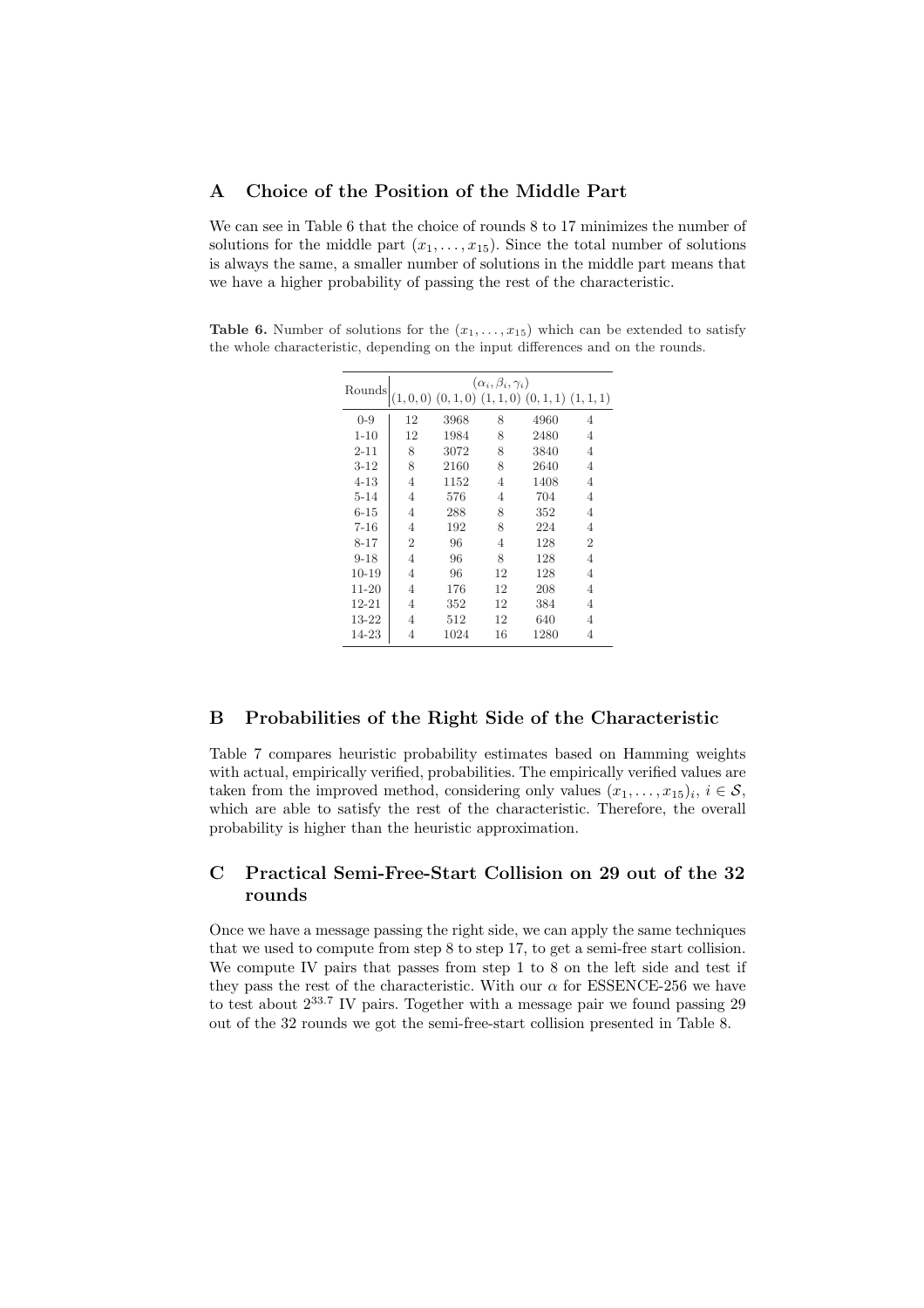## A Choice of the Position of the Middle Part

We can see in Table 6 that the choice of rounds 8 to 17 minimizes the number of solutions for the middle part $(x_1, \ldots, x_{15})$. Since the total number of solutions is always the same, a smaller number of solutions in the middle part means that we have a higher probability of passing the rest of the characteristic.

**Table 6.** Number of solutions for the $(x_1, \ldots, x_{15})$ which can be extended to satisfy the whole characteristic, depending on the input differences and on the rounds.

| Rounds | $(\alpha_i, \beta_i, \gamma_i)$ | | | | |
|---|---|---|---|---|---|
| | $(1, 0, 0)$ | $(0, 1, 0)$ | $(1, 1, 0)$ | $(0, 1, 1)$ | $(1, 1, 1)$ |
| 0-9 | 12 | 3968 | 8 | 4960 | 4 |
| 1-10 | 12 | 1984 | 8 | 2480 | 4 |
| 2-11 | 8 | 3072 | 8 | 3840 | 4 |
| 3-12 | 8 | 2160 | 8 | 2640 | 4 |
| 4-13 | 4 | 1152 | 4 | 1408 | 4 |
| 5-14 | 4 | 576 | 4 | 704 | 4 |
| 6-15 | 4 | 288 | 8 | 352 | 4 |
| 7-16 | 4 | 192 | 8 | 224 | 4 |
| 8-17 | 2 | 96 | 4 | 128 | 2 |
| 9-18 | 4 | 96 | 8 | 128 | 4 |
| 10-19 | 4 | 96 | 12 | 128 | 4 |
| 11-20 | 4 | 176 | 12 | 208 | 4 |
| 12-21 | 4 | 352 | 12 | 384 | 4 |
| 13-22 | 4 | 512 | 12 | 640 | 4 |
| 14-23 | 4 | 1024 | 16 | 1280 | 4 |

## B Probabilities of the Right Side of the Characteristic

Table 7 compares heuristic probability estimates based on Hamming weights with actual, empirically verified, probabilities. The empirically verified values are taken from the improved method, considering only values $(x_1, \ldots, x_{15})_i$, $i \in \mathcal{S}$, which are able to satisfy the rest of the characteristic. Therefore, the overall probability is higher than the heuristic approximation.

## C Practical Semi-Free-Start Collision on 29 out of the 32 rounds

Once we have a message passing the right side, we can apply the same techniques that we used to compute from step 8 to step 17, to get a semi-free start collision. We compute IV pairs that passes from step 1 to 8 on the left side and test if they pass the rest of the characteristic. With our $\alpha$ for ESSENCE-256 we have to test about $2^{33.7}$ IV pairs. Together with a message pair we found passing 29 out of the 32 rounds we got the semi-free-start collision presented in Table 8.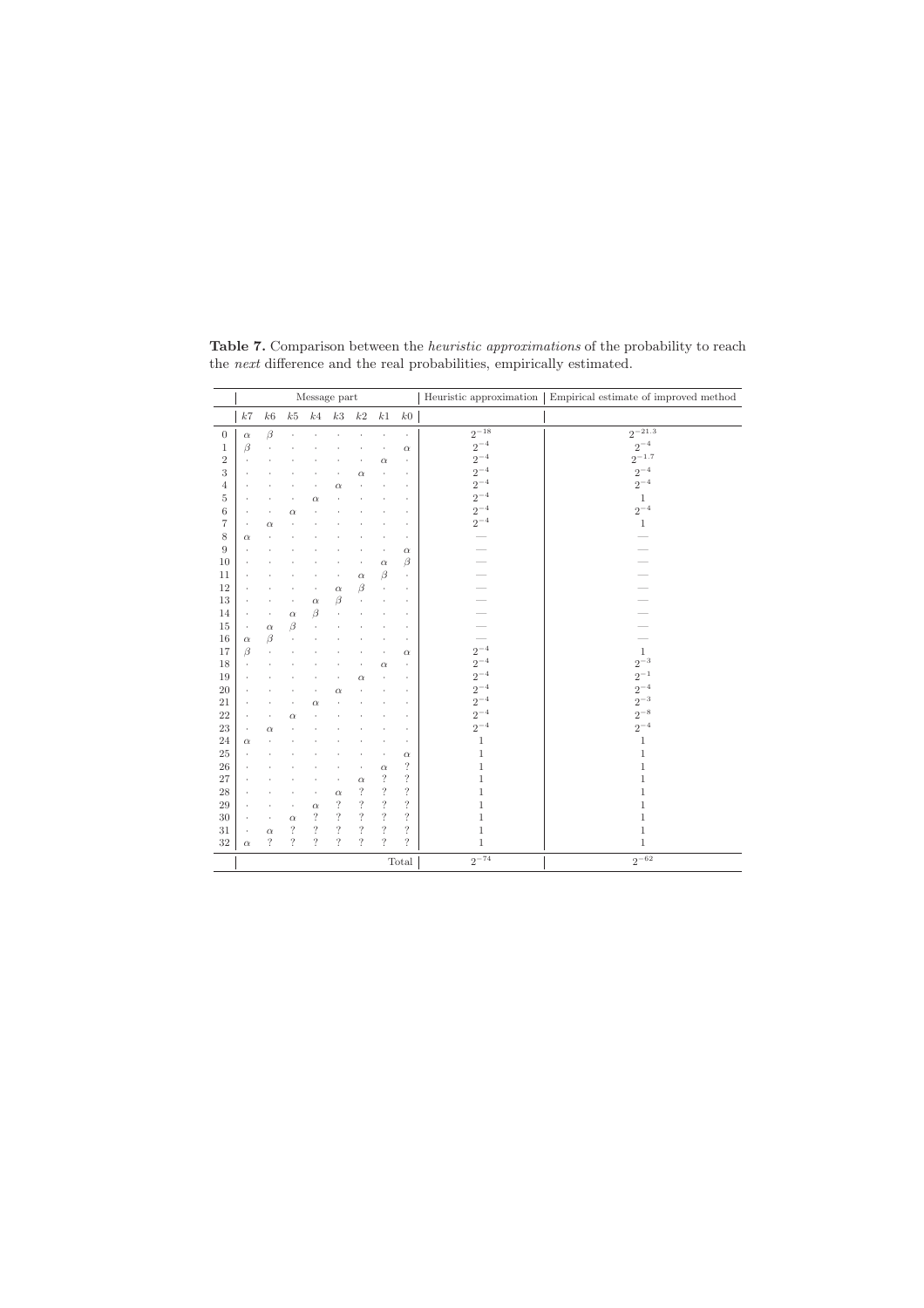**Table 7.** Comparison between the *heuristic approximations* of the probability to reach the *next* difference and the real probabilities, empirically estimated.

| | Message part | | | | | | | | Heuristic approximation | Empirical estimate of improved method |
|---|---|---|---|---|---|---|---|---|---|---|
| | $k7$ | $k6$ | $k5$ | $k4$ | $k3$ | $k2$ | $k1$ | $k0$ | | |
| 0 | $\alpha$ | $\beta$ | · | · | · | · | · | · | $2^{-18}$ | $2^{-21.3}$ |
| 1 | $\beta$ | · | · | · | · | · | · | $\alpha$ | $2^{-4}$ | $2^{-4}$ |
| 2 | · | · | · | · | · | · | $\alpha$ | · | $2^{-4}$ | $2^{-1.7}$ |
| 3 | · | · | · | · | · | $\alpha$ | · | · | $2^{-4}$ | $2^{-4}$ |
| 4 | · | · | · | · | $\alpha$ | · | · | · | $2^{-4}$ | $2^{-4}$ |
| 5 | · | · | · | $\alpha$ | · | · | · | · | $2^{-4}$ | 1 |
| 6 | · | · | $\alpha$ | · | · | · | · | · | $2^{-4}$ | $2^{-4}$ |
| 7 | · | $\alpha$ | · | · | · | · | · | · | $2^{-4}$ | 1 |
| 8 | $\alpha$ | · | · | · | · | · | · | · | — | — |
| 9 | · | · | · | · | · | · | · | $\alpha$ | — | — |
| 10 | · | · | · | · | · | · | $\alpha$ | $\beta$ | — | — |
| 11 | · | · | · | · | · | $\alpha$ | $\beta$ | · | — | — |
| 12 | · | · | · | · | $\alpha$ | $\beta$ | · | · | — | — |
| 13 | · | · | · | $\alpha$ | $\beta$ | · | · | · | — | — |
| 14 | · | · | $\alpha$ | $\beta$ | · | · | · | · | — | — |
| 15 | · | $\alpha$ | $\beta$ | · | · | · | · | · | — | — |
| 16 | $\alpha$ | $\beta$ | · | · | · | · | · | · | — | — |
| 17 | $\beta$ | · | · | · | · | · | · | $\alpha$ | $2^{-4}$ | 1 |
| 18 | · | · | · | · | · | · | $\alpha$ | · | $2^{-4}$ | $2^{-3}$ |
| 19 | · | · | · | · | · | $\alpha$ | · | · | $2^{-4}$ | $2^{-1}$ |
| 20 | · | · | · | · | $\alpha$ | · | · | · | $2^{-4}$ | $2^{-4}$ |
| 21 | · | · | · | $\alpha$ | · | · | · | · | $2^{-4}$ | $2^{-3}$ |
| 22 | · | · | $\alpha$ | · | · | · | · | · | $2^{-4}$ | $2^{-8}$ |
| 23 | · | $\alpha$ | · | · | · | · | · | · | $2^{-4}$ | $2^{-4}$ |
| 24 | $\alpha$ | · | · | · | · | · | · | · | 1 | 1 |
| 25 | · | · | · | · | · | · | · | $\alpha$ | 1 | 1 |
| 26 | · | · | · | · | · | · | $\alpha$ | ? | 1 | 1 |
| 27 | · | · | · | · | · | $\alpha$ | ? | ? | 1 | 1 |
| 28 | · | · | · | · | $\alpha$ | ? | ? | ? | 1 | 1 |
| 29 | · | · | · | $\alpha$ | ? | ? | ? | ? | 1 | 1 |
| 30 | · | · | $\alpha$ | ? | ? | ? | ? | ? | 1 | 1 |
| 31 | · | $\alpha$ | ? | ? | ? | ? | ? | ? | 1 | 1 |
| 32 | $\alpha$ | ? | ? | ? | ? | ? | ? | ? | 1 | 1 |
| | | | | | | | | Total | $2^{-74}$ | $2^{-62}$ |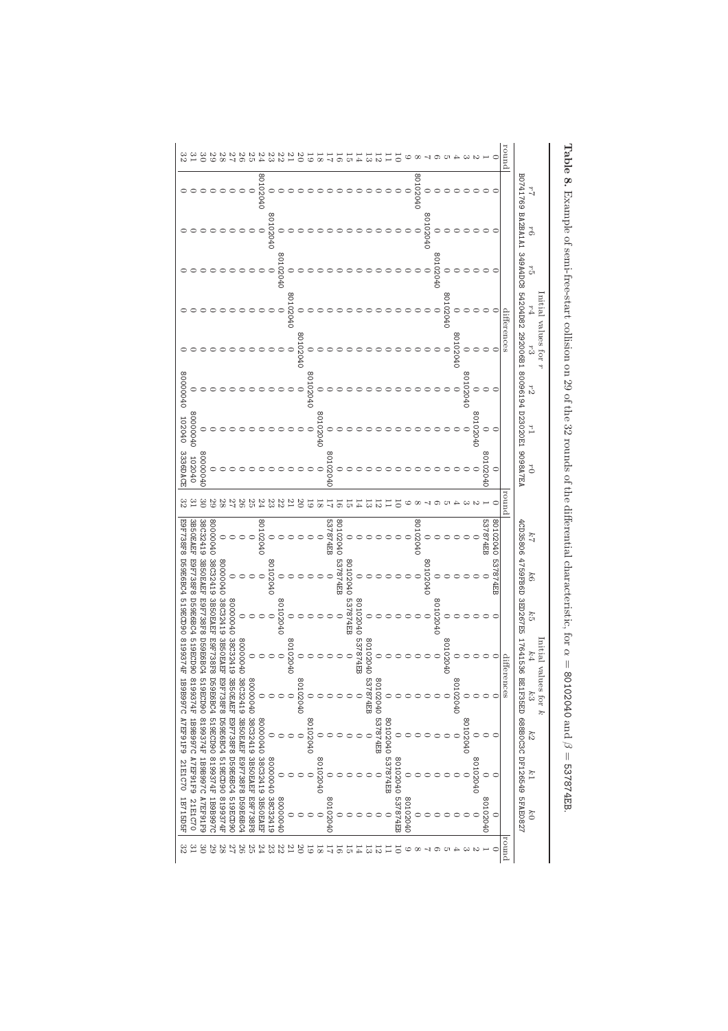**Table 8.** Example of semi-free-start collision on 29 of the 32 rounds of the differential characteristic, for $\alpha = 80102040$ and $\beta = 537874EB$.

| | $r7$ | $r6$ | $r5$ | $r4$ | $r3$ | $r2$ | $r1$ | $r0$ |
|---|---|---|---|---|---|---|---|---|
| Initial values for $r$ | B0741769 | BA2BA1A1 | 349A4DC8 | 54204D82 | 292006B1 | 80096194 | D23020E1 | 9098A7EA |
| round | differences | | | | | | | |
| 0 | 0 | 0 | 0 | 0 | 0 | 0 | 0 | 0 |
| 1 | 0 | 0 | 0 | 0 | 0 | 0 | 0 | 80102040 |
| 2 | 0 | 0 | 0 | 0 | 0 | 0 | 80102040 | 0 |
| 3 | 0 | 0 | 0 | 0 | 0 | 80102040 | 0 | 0 |
| 4 | 0 | 0 | 0 | 0 | 80102040 | 0 | 0 | 0 |
| 5 | 0 | 0 | 0 | 80102040 | 0 | 0 | 0 | 0 |
| 6 | 0 | 0 | 80102040 | 0 | 0 | 0 | 0 | 0 |
| 7 | 0 | 80102040 | 0 | 0 | 0 | 0 | 0 | 0 |
| 8 | 80102040 | 0 | 0 | 0 | 0 | 0 | 0 | 0 |
| 9 | 0 | 0 | 0 | 0 | 0 | 0 | 0 | 0 |
| 10 | 0 | 0 | 0 | 0 | 0 | 0 | 0 | 0 |
| 11 | 0 | 0 | 0 | 0 | 0 | 0 | 0 | 0 |
| 12 | 0 | 0 | 0 | 0 | 0 | 0 | 0 | 0 |
| 13 | 0 | 0 | 0 | 0 | 0 | 0 | 0 | 0 |
| 14 | 0 | 0 | 0 | 0 | 0 | 0 | 0 | 0 |
| 15 | 0 | 0 | 0 | 0 | 0 | 0 | 0 | 0 |
| 16 | 0 | 0 | 0 | 0 | 0 | 0 | 0 | 0 |
| 17 | 0 | 0 | 0 | 0 | 0 | 0 | 0 | 80102040 |
| 18 | 0 | 0 | 0 | 0 | 0 | 0 | 80102040 | 0 |
| 19 | 0 | 0 | 0 | 0 | 0 | 80102040 | 0 | 0 |
| 20 | 0 | 0 | 0 | 0 | 80102040 | 0 | 0 | 0 |
| 21 | 0 | 0 | 0 | 80102040 | 0 | 0 | 0 | 0 |
| 22 | 0 | 0 | 80102040 | 0 | 0 | 0 | 0 | 0 |
| 23 | 0 | 80102040 | 0 | 0 | 0 | 0 | 0 | 0 |
| 24 | 80102040 | 0 | 0 | 0 | 0 | 0 | 0 | 0 |
| 25 | 0 | 0 | 0 | 0 | 0 | 0 | 0 | 0 |
| 26 | 0 | 0 | 0 | 0 | 0 | 0 | 0 | 0 |
| 27 | 0 | 0 | 0 | 0 | 0 | 0 | 0 | 0 |
| 28 | 0 | 0 | 0 | 0 | 0 | 0 | 0 | 0 |
| 29 | 0 | 0 | 0 | 0 | 0 | 0 | 0 | 0 |
| 30 | 0 | 0 | 0 | 0 | 0 | 0 | 0 | 80000040 |
| 31 | 0 | 0 | 0 | 0 | 0 | 0 | 80000040 | 102040 |
| 32 | 0 | 0 | 0 | 0 | 0 | 80000040 | 102040 | 336DACE |

| | $k7$ | $k6$ | $k5$ | $k4$ | $k3$ | $k2$ | $k1$ | $k0$ |
|---|---|---|---|---|---|---|---|---|
| Initial values for $k$ | 4CD35806 | 4759FB6D | 3ED267E5 | 17641536 | BE1F35ED | 688C0C3C | DF126549 | 5FAE0827 |
| round | differences | | | | | | | |
| 0 | 80102040 | 537874EB | 0 | 0 | 0 | 0 | 0 | 0 |
| 1 | 537874EB | 0 | 0 | 0 | 0 | 0 | 0 | 80102040 |
| 2 | 0 | 0 | 0 | 0 | 0 | 0 | 80102040 | 0 |
| 3 | 0 | 0 | 0 | 0 | 0 | 80102040 | 0 | 0 |
| 4 | 0 | 0 | 0 | 0 | 80102040 | 0 | 0 | 0 |
| 5 | 0 | 0 | 0 | 80102040 | 0 | 0 | 0 | 0 |
| 6 | 0 | 0 | 80102040 | 0 | 0 | 0 | 0 | 0 |
| 7 | 0 | 80102040 | 0 | 0 | 0 | 0 | 0 | 0 |
| 8 | 80102040 | 0 | 0 | 0 | 0 | 0 | 0 | 0 |
| 9 | 0 | 0 | 0 | 0 | 0 | 0 | 0 | 80102040 |
| 10 | 0 | 0 | 0 | 0 | 0 | 0 | 80102040 | 537874EB |
| 11 | 0 | 0 | 0 | 0 | 0 | 80102040 | 537874EB | 0 |
| 12 | 0 | 0 | 0 | 0 | 80102040 | 537874EB | 0 | 0 |
| 13 | 0 | 0 | 0 | 80102040 | 537874EB | 0 | 0 | 0 |
| 14 | 0 | 0 | 80102040 | 537874EB | 0 | 0 | 0 | 0 |
| 15 | 0 | 80102040 | 537874EB | 0 | 0 | 0 | 0 | 0 |
| 16 | 80102040 | 537874EB | 0 | 0 | 0 | 0 | 0 | 0 |
| 17 | 537874EB | 0 | 0 | 0 | 0 | 0 | 0 | 80102040 |
| 18 | 0 | 0 | 0 | 0 | 0 | 0 | 80102040 | 0 |
| 19 | 0 | 0 | 0 | 0 | 0 | 80102040 | 0 | 0 |
| 20 | 0 | 0 | 0 | 0 | 80102040 | 0 | 0 | 0 |
| 21 | 0 | 0 | 0 | 80102040 | 0 | 0 | 0 | 0 |
| 22 | 0 | 0 | 80102040 | 0 | 0 | 0 | 0 | 80000040 |
| 23 | 0 | 80102040 | 0 | 0 | 0 | 0 | 80000040 | 38C32419 |
| 24 | 80102040 | 0 | 0 | 0 | 0 | 80000040 | 38C32419 | 3B50EAEF |
| 25 | 0 | 0 | 0 | 0 | 80000040 | 38C32419 | 3B50EAEF | E9F738F8 |
| 26 | 0 | 0 | 0 | 80000040 | 38C32419 | 3B50EAEF | E9F738F8 | D59E6BC4 |
| 27 | 0 | 0 | 80000040 | 38C32419 | 3B50EAEF | E9F738F8 | D59E6BC4 | 519ECD90 |
| 28 | 0 | 80000040 | 38C32419 | 3B50EAEF | E9F738F8 | D59E6BC4 | 519ECD90 | 8199374F |
| 29 | 80000040 | 38C32419 | 3B50EAEF | E9F738F8 | D59E6BC4 | 519ECD90 | 8199374F | 1B9B997C |
| 30 | 38C32419 | 3B50EAEF | E9F738F8 | D59E6BC4 | 519ECD90 | 8199374F | 1B9B997C | A7EF91F9 |
| 31 | 3B50EAEF | E9F738F8 | D59E6BC4 | 519ECD90 | 8199374F | 1B9B997C | A7EF91F9 | 21E1C70 |
| 32 | E9F738F8 | D59E6BC4 | 519ECD90 | 8199374F | 1B9B997C | A7EF91F9 | 21E1C70 | 1B715D5F |